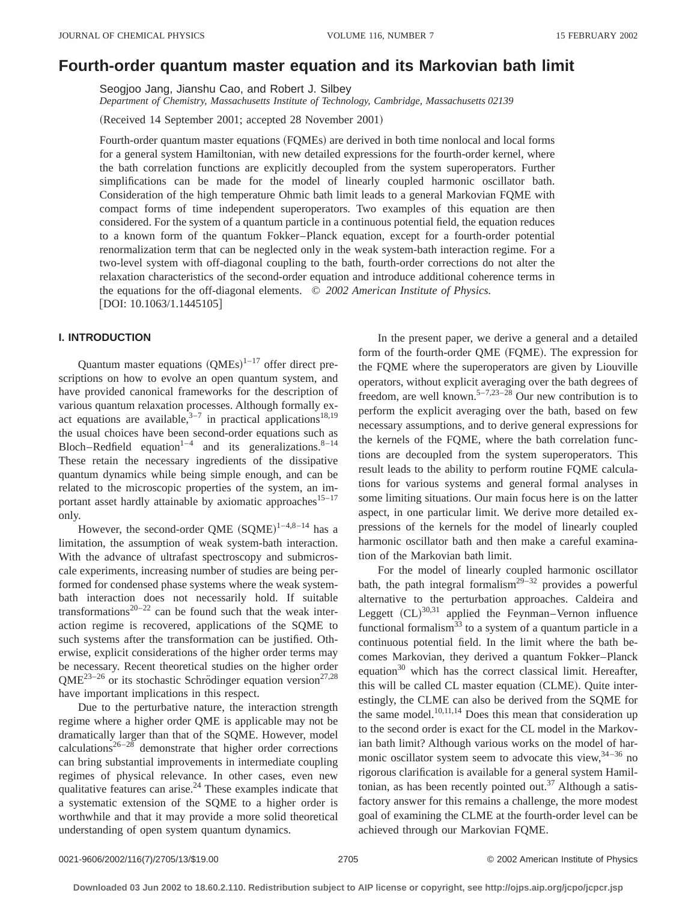# Fourth-order quantum master equation and its Markovian bath limit

Seogjoo Jang, Jianshu Cao, and Robert J. Silbey

*Department of Chemistry, Massachusetts Institute of Technology, Cambridge, Massachusetts 02139*

(Received 14 September 2001; accepted 28 November 2001)

Fourth-order quantum master equations (FQMEs) are derived in both time nonlocal and local forms for a general system Hamiltonian, with new detailed expressions for the fourth-order kernel, where the bath correlation functions are explicitly decoupled from the system superoperators. Further simplifications can be made for the model of linearly coupled harmonic oscillator bath. Consideration of the high temperature Ohmic bath limit leads to a general Markovian FQME with compact forms of time independent superoperators. Two examples of this equation are then considered. For the system of a quantum particle in a continuous potential field, the equation reduces to a known form of the quantum Fokker–Planck equation, except for a fourth-order potential renormalization term that can be neglected only in the weak system-bath interaction regime. For a two-level system with off-diagonal coupling to the bath, fourth-order corrections do not alter the relaxation characteristics of the second-order equation and introduce additional coherence terms in the equations for the off-diagonal elements. © *2002 American Institute of Physics.* [DOI: 10.1063/1.1445105]

## I. INTRODUCTION

Quantum master equations (QMEs)[1–17] offer direct prescriptions on how to evolve an open quantum system, and have provided canonical frameworks for the description of various quantum relaxation processes. Although formally exact equations are available,[3–7] in practical applications[18,19] the usual choices have been second-order equations such as Bloch–Redfield equation[1–4] and its generalizations.[8–14] These retain the necessary ingredients of the dissipative quantum dynamics while being simple enough, and can be related to the microscopic properties of the system, an important asset hardly attainable by axiomatic approaches[15–17] only.

However, the second-order QME (SQME)[1–4,8–14] has a limitation, the assumption of weak system-bath interaction. With the advance of ultrafast spectroscopy and submicroscale experiments, increasing number of studies are being performed for condensed phase systems where the weak system-bath interaction does not necessarily hold. If suitable transformations[20–22] can be found such that the weak interaction regime is recovered, applications of the SQME to such systems after the transformation can be justified. Otherwise, explicit considerations of the higher order terms may be necessary. Recent theoretical studies on the higher order QME[23–26] or its stochastic Schrödinger equation version[27,28] have important implications in this respect.

Due to the perturbative nature, the interaction strength regime where a higher order QME is applicable may not be dramatically larger than that of the SQME. However, model calculations[26–28] demonstrate that higher order corrections can bring substantial improvements in intermediate coupling regimes of physical relevance. In other cases, even new qualitative features can arise.[24] These examples indicate that a systematic extension of the SQME to a higher order is worthwhile and that it may provide a more solid theoretical understanding of open system quantum dynamics.

In the present paper, we derive a general and a detailed form of the fourth-order QME (FQME). The expression for the FQME where the superoperators are given by Liouville operators, without explicit averaging over the bath degrees of freedom, are well known.[5–7,23–28] Our new contribution is to perform the explicit averaging over the bath, based on few necessary assumptions, and to derive general expressions for the kernels of the FQME, where the bath correlation functions are decoupled from the system superoperators. This result leads to the ability to perform routine FQME calculations for various systems and general formal analyses in some limiting situations. Our main focus here is on the latter aspect, in one particular limit. We derive more detailed expressions of the kernels for the model of linearly coupled harmonic oscillator bath and then make a careful examination of the Markovian bath limit.

For the model of linearly coupled harmonic oscillator bath, the path integral formalism[29–32] provides a powerful alternative to the perturbation approaches. Caldeira and Leggett (CL)[30,31] applied the Feynman–Vernon influence functional formalism[33] to a system of a quantum particle in a continuous potential field. In the limit where the bath becomes Markovian, they derived a quantum Fokker–Planck equation[30] which has the correct classical limit. Hereafter, this will be called CL master equation (CLME). Quite interestingly, the CLME can also be derived from the SQME for the same model.[10,11,14] Does this mean that consideration up to the second order is exact for the CL model in the Markovian bath limit? Although various works on the model of harmonic oscillator system seem to advocate this view,[34–36] no rigorous clarification is available for a general system Hamiltonian, as has been recently pointed out.[37] Although a satisfactory answer for this remains a challenge, the more modest goal of examining the CLME at the fourth-order level can be achieved through our Markovian FQME.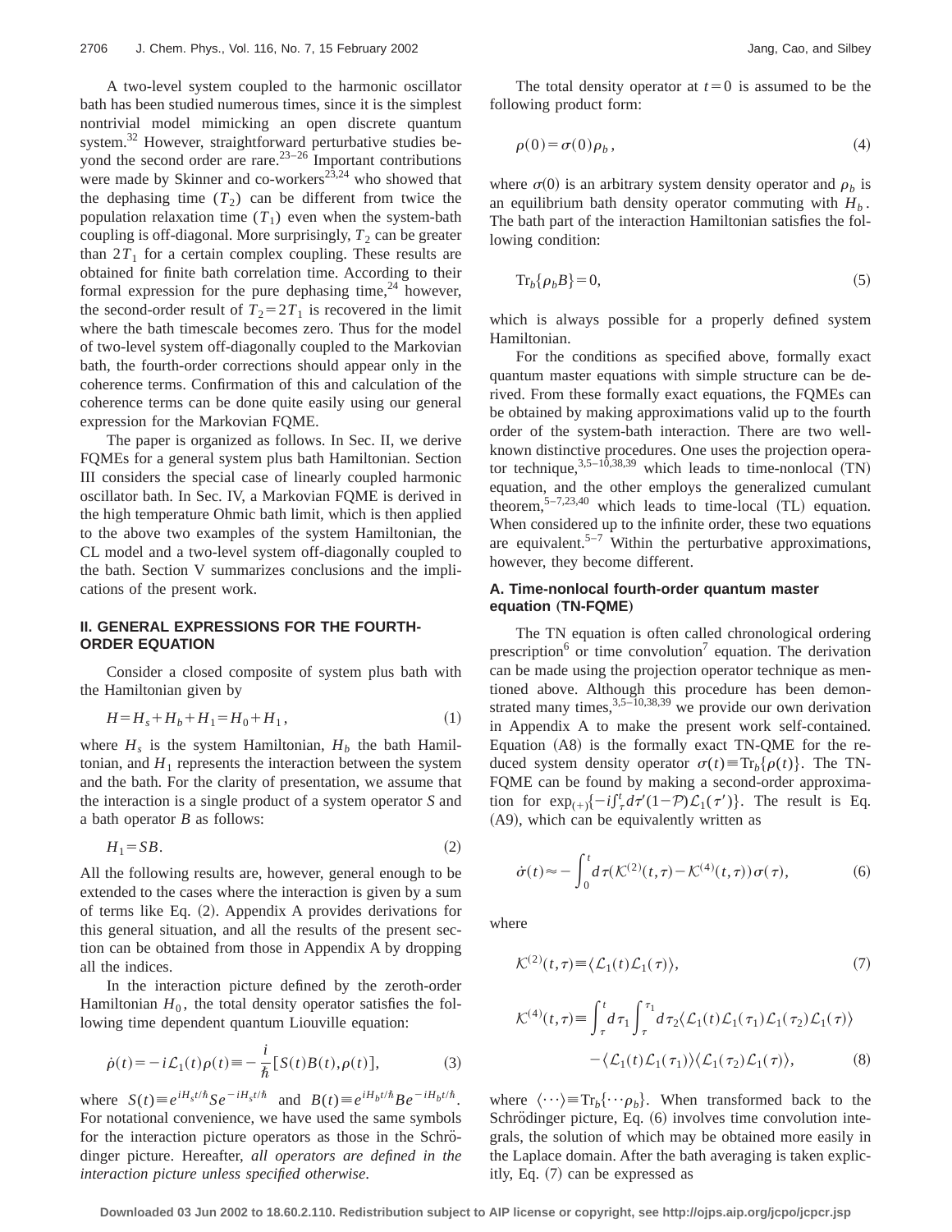A two-level system coupled to the harmonic oscillator bath has been studied numerous times, since it is the simplest nontrivial model mimicking an open discrete quantum system.[32] However, straightforward perturbative studies beyond the second order are rare.[23–26] Important contributions were made by Skinner and co-workers[23,24] who showed that the dephasing time ($T_2$) can be different from twice the population relaxation time ($T_1$) even when the system-bath coupling is off-diagonal. More surprisingly, $T_2$ can be greater than $2T_1$ for a certain complex coupling. These results are obtained for finite bath correlation time. According to their formal expression for the pure dephasing time,[24] however, the second-order result of $T_2 = 2T_1$ is recovered in the limit where the bath timescale becomes zero. Thus for the model of two-level system off-diagonally coupled to the Markovian bath, the fourth-order corrections should appear only in the coherence terms. Confirmation of this and calculation of the coherence terms can be done quite easily using our general expression for the Markovian FQME.

The paper is organized as follows. In Sec. II, we derive FQMEs for a general system plus bath Hamiltonian. Section III considers the special case of linearly coupled harmonic oscillator bath. In Sec. IV, a Markovian FQME is derived in the high temperature Ohmic bath limit, which is then applied to the above two examples of the system Hamiltonian, the CL model and a two-level system off-diagonally coupled to the bath. Section V summarizes conclusions and the implications of the present work.

## II. GENERAL EXPRESSIONS FOR THE FOURTH-ORDER EQUATION

Consider a closed composite of system plus bath with the Hamiltonian given by

$$H = H_s + H_b + H_1 = H_0 + H_1, \tag{1}$$

where $H_s$ is the system Hamiltonian, $H_b$ the bath Hamiltonian, and $H_1$ represents the interaction between the system and the bath. For the clarity of presentation, we assume that the interaction is a single product of a system operator $S$ and a bath operator $B$ as follows:

$$H_1 = SB. \tag{2}$$

All the following results are, however, general enough to be extended to the cases where the interaction is given by a sum of terms like Eq. (2). Appendix A provides derivations for this general situation, and all the results of the present section can be obtained from those in Appendix A by dropping all the indices.

In the interaction picture defined by the zeroth-order Hamiltonian $H_0$, the total density operator satisfies the following time dependent quantum Liouville equation:

$$\dot{\rho}(t) = -i\mathcal{L}_1(t)\rho(t) \equiv -\frac{i}{\hbar}[S(t)B(t), \rho(t)], \tag{3}$$

where $S(t) \equiv e^{iH_s t/\hbar} S e^{-iH_s t/\hbar}$ and $B(t) \equiv e^{iH_b t/\hbar} B e^{-iH_b t/\hbar}$. For notational convenience, we have used the same symbols for the interaction picture operators as those in the Schrödinger picture. Hereafter, *all operators are defined in the interaction picture unless specified otherwise*.

The total density operator at $t=0$ is assumed to be the following product form:

$$\rho(0) = \sigma(0)\rho_b, \tag{4}$$

where $\sigma(0)$ is an arbitrary system density operator and $\rho_b$ is an equilibrium bath density operator commuting with $H_b$. The bath part of the interaction Hamiltonian satisfies the following condition:

$$\mathrm{Tr}_b\{\rho_b B\} = 0, \tag{5}$$

which is always possible for a properly defined system Hamiltonian.

For the conditions as specified above, formally exact quantum master equations with simple structure can be derived. From these formally exact equations, the FQMEs can be obtained by making approximations valid up to the fourth order of the system-bath interaction. There are two well-known distinctive procedures. One uses the projection operator technique,[3,5–10,38,39] which leads to time-nonlocal (TN) equation, and the other employs the generalized cumulant theorem,[5–7,23,40] which leads to time-local (TL) equation. When considered up to the infinite order, these two equations are equivalent.[5–7] Within the perturbative approximations, however, they become different.

### A. Time-nonlocal fourth-order quantum master equation (TN-FQME)

The TN equation is often called chronological ordering prescription[6] or time convolution[7] equation. The derivation can be made using the projection operator technique as mentioned above. Although this procedure has been demonstrated many times,[3,5–10,38,39] we provide our own derivation in Appendix A to make the present work self-contained. Equation (A8) is the formally exact TN-QME for the reduced system density operator $\sigma(t) \equiv \mathrm{Tr}_b\{\rho(t)\}$. The TN-FQME can be found by making a second-order approximation for $\exp_{(+)}\{-i\int_\tau^t d\tau'(1-\mathcal{P})\mathcal{L}_1(\tau')\}$. The result is Eq. (A9), which can be equivalently written as

$$\dot{\sigma}(t) \approx -\int_0^t d\tau (\mathcal{K}^{(2)}(t,\tau) - \mathcal{K}^{(4)}(t,\tau))\sigma(\tau), \tag{6}$$

where

$$\mathcal{K}^{(2)}(t,\tau) \equiv \langle \mathcal{L}_1(t)\mathcal{L}_1(\tau)\rangle, \tag{7}$$

$$\mathcal{K}^{(4)}(t,\tau) \equiv \int_\tau^t d\tau_1 \int_\tau^{\tau_1} d\tau_2 \langle \mathcal{L}_1(t)\mathcal{L}_1(\tau_1)\mathcal{L}_1(\tau_2)\mathcal{L}_1(\tau)\rangle - \langle \mathcal{L}_1(t)\mathcal{L}_1(\tau_1)\rangle\langle \mathcal{L}_1(\tau_2)\mathcal{L}_1(\tau)\rangle, \tag{8}$$

where $\langle \cdots \rangle \equiv \mathrm{Tr}_b\{\cdots \rho_b\}$. When transformed back to the Schrödinger picture, Eq. (6) involves time convolution integrals, the solution of which may be obtained more easily in the Laplace domain. After the bath averaging is taken explicitly, Eq. (7) can be expressed as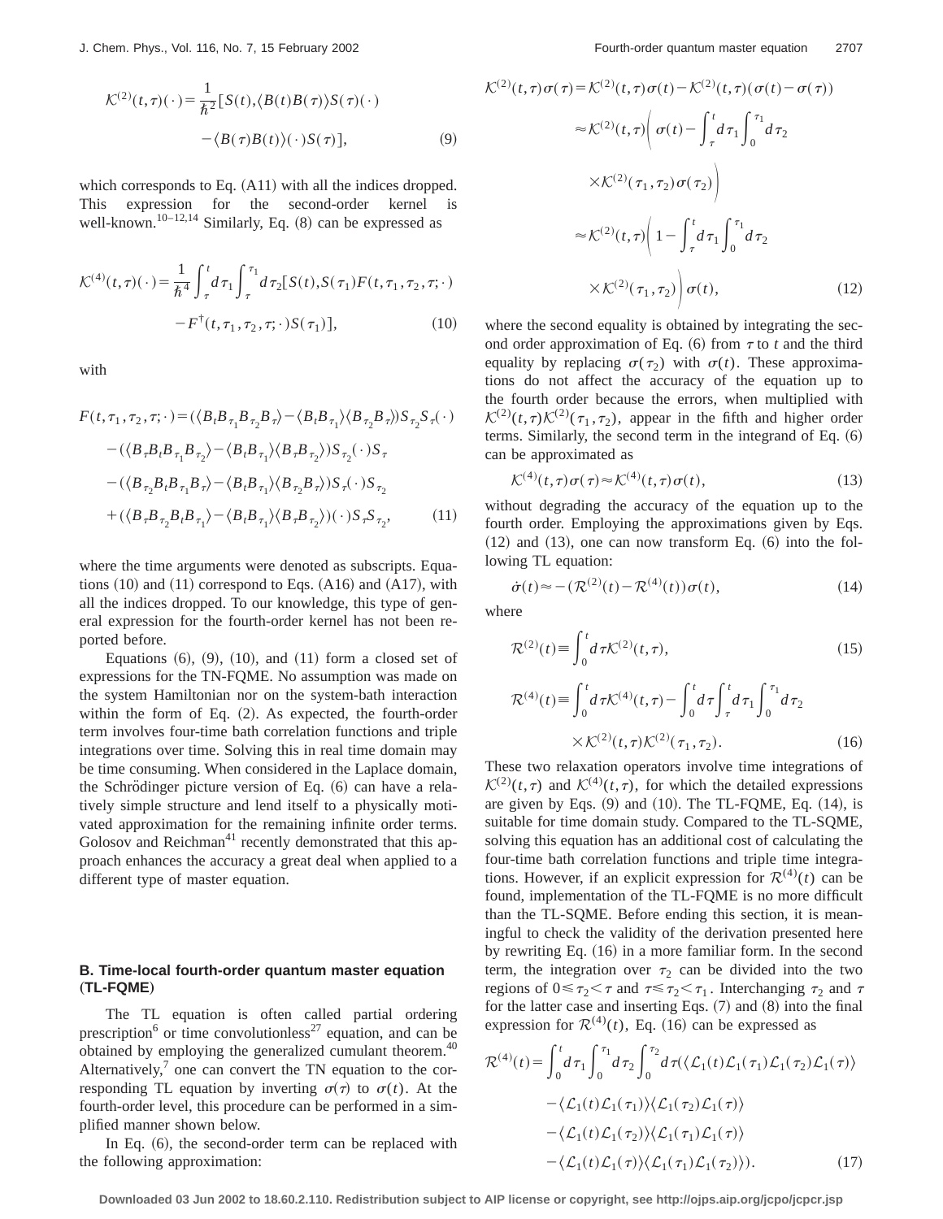$$\mathcal{K}^{(2)}(t,\tau)(\cdot)=\frac{1}{\hbar^2}[S(t),\langle B(t)B(\tau)\rangle S(\tau)(\cdot)-\langle B(\tau)B(t)\rangle(\cdot)S(\tau)], \tag{9}$$

which corresponds to Eq. (A11) with all the indices dropped. This expression for the second-order kernel is well-known.[10–12,14] Similarly, Eq. (8) can be expressed as

$$\mathcal{K}^{(4)}(t,\tau)(\cdot)=\frac{1}{\hbar^4}\int_\tau^t d\tau_1\int_\tau^{\tau_1}d\tau_2[S(t),S(\tau_1)F(t,\tau_1,\tau_2,\tau;\cdot)-F^\dagger(t,\tau_1,\tau_2,\tau;\cdot)S(\tau_1)], \tag{10}$$

with

$$\begin{aligned}F(t,\tau_1,\tau_2,\tau;\cdot)=&(\langle B_tB_{\tau_1}B_{\tau_2}B_\tau\rangle-\langle B_tB_{\tau_1}\rangle\langle B_{\tau_2}B_\tau\rangle)S_{\tau_2}S_\tau(\cdot)\\&-(\langle B_\tau B_tB_{\tau_1}B_{\tau_2}\rangle-\langle B_tB_{\tau_1}\rangle\langle B_\tau B_{\tau_2}\rangle)S_{\tau_2}(\cdot)S_\tau\\&-(\langle B_{\tau_2}B_tB_{\tau_1}B_\tau\rangle-\langle B_tB_{\tau_1}\rangle\langle B_{\tau_2}B_\tau\rangle)S_\tau(\cdot)S_{\tau_2}\\&+(\langle B_\tau B_{\tau_2}B_tB_{\tau_1}\rangle-\langle B_tB_{\tau_1}\rangle\langle B_\tau B_{\tau_2}\rangle)(\cdot)S_\tau S_{\tau_2},\end{aligned} \tag{11}$$

where the time arguments were denoted as subscripts. Equations (10) and (11) correspond to Eqs. (A16) and (A17), with all the indices dropped. To our knowledge, this type of general expression for the fourth-order kernel has not been reported before.

Equations (6), (9), (10), and (11) form a closed set of expressions for the TN-FQME. No assumption was made on the system Hamiltonian nor on the system-bath interaction within the form of Eq. (2). As expected, the fourth-order term involves four-time bath correlation functions and triple integrations over time. Solving this in real time domain may be time consuming. When considered in the Laplace domain, the Schrödinger picture version of Eq. (6) can have a relatively simple structure and lend itself to a physically motivated approximation for the remaining infinite order terms. Golosov and Reichman[41] recently demonstrated that this approach enhances the accuracy a great deal when applied to a different type of master equation.

### B. Time-local fourth-order quantum master equation (TL-FQME)

The TL equation is often called partial ordering prescription[6] or time convolutionless[27] equation, and can be obtained by employing the generalized cumulant theorem.[40] Alternatively,[7] one can convert the TN equation to the corresponding TL equation by inverting $\sigma(\tau)$ to $\sigma(t)$. At the fourth-order level, this procedure can be performed in a simplified manner shown below.

In Eq. (6), the second-order term can be replaced with the following approximation:

$$\begin{aligned}\mathcal{K}^{(2)}(t,\tau)\sigma(\tau)&=\mathcal{K}^{(2)}(t,\tau)\sigma(t)-\mathcal{K}^{(2)}(t,\tau)(\sigma(t)-\sigma(\tau))\\&\approx\mathcal{K}^{(2)}(t,\tau)\left(\sigma(t)-\int_\tau^t d\tau_1\int_0^{\tau_1}d\tau_2\,\mathcal{K}^{(2)}(\tau_1,\tau_2)\sigma(\tau_2)\right)\\&\approx\mathcal{K}^{(2)}(t,\tau)\left(1-\int_\tau^t d\tau_1\int_0^{\tau_1}d\tau_2\,\mathcal{K}^{(2)}(\tau_1,\tau_2)\right)\sigma(t),\end{aligned} \tag{12}$$

where the second equality is obtained by integrating the second order approximation of Eq. (6) from $\tau$ to $t$ and the third equality by replacing $\sigma(\tau_2)$ with $\sigma(t)$. These approximations do not affect the accuracy of the equation up to the fourth order because the errors, when multiplied with $\mathcal{K}^{(2)}(t,\tau)\mathcal{K}^{(2)}(\tau_1,\tau_2)$, appear in the fifth and higher order terms. Similarly, the second term in the integrand of Eq. (6) can be approximated as

$$\mathcal{K}^{(4)}(t,\tau)\sigma(\tau)\approx\mathcal{K}^{(4)}(t,\tau)\sigma(t), \tag{13}$$

without degrading the accuracy of the equation up to the fourth order. Employing the approximations given by Eqs. (12) and (13), one can now transform Eq. (6) into the following TL equation:

$$\dot{\sigma}(t)\approx-(\mathcal{R}^{(2)}(t)-\mathcal{R}^{(4)}(t))\sigma(t), \tag{14}$$

where

$$\mathcal{R}^{(2)}(t)\equiv\int_0^t d\tau\,\mathcal{K}^{(2)}(t,\tau), \tag{15}$$

$$\mathcal{R}^{(4)}(t)\equiv\int_0^t d\tau\,\mathcal{K}^{(4)}(t,\tau)-\int_0^t d\tau\int_\tau^t d\tau_1\int_0^{\tau_1}d\tau_2\,\mathcal{K}^{(2)}(t,\tau)\mathcal{K}^{(2)}(\tau_1,\tau_2). \tag{16}$$

These two relaxation operators involve time integrations of $\mathcal{K}^{(2)}(t,\tau)$ and $\mathcal{K}^{(4)}(t,\tau)$, for which the detailed expressions are given by Eqs. (9) and (10). The TL-FQME, Eq. (14), is suitable for time domain study. Compared to the TL-SQME, solving this equation has an additional cost of calculating the four-time bath correlation functions and triple time integrations. However, if an explicit expression for $\mathcal{R}^{(4)}(t)$ can be found, implementation of the TL-FQME is no more difficult than the TL-SQME. Before ending this section, it is meaningful to check the validity of the derivation presented here by rewriting Eq. (16) in a more familiar form. In the second term, the integration over $\tau_2$ can be divided into the two regions of $0\le\tau_2<\tau$ and $\tau\le\tau_2<\tau_1$. Interchanging $\tau_2$ and $\tau$ for the latter case and inserting Eqs. (7) and (8) into the final expression for $\mathcal{R}^{(4)}(t)$, Eq. (16) can be expressed as

$$\begin{aligned}\mathcal{R}^{(4)}(t)=\int_0^t d\tau_1\int_0^{\tau_1}d\tau_2\int_0^{\tau_2}d\tau\,(&\langle\mathcal{L}_1(t)\mathcal{L}_1(\tau_1)\mathcal{L}_1(\tau_2)\mathcal{L}_1(\tau)\rangle\\&-\langle\mathcal{L}_1(t)\mathcal{L}_1(\tau_1)\rangle\langle\mathcal{L}_1(\tau_2)\mathcal{L}_1(\tau)\rangle\\&-\langle\mathcal{L}_1(t)\mathcal{L}_1(\tau_2)\rangle\langle\mathcal{L}_1(\tau_1)\mathcal{L}_1(\tau)\rangle\\&-\langle\mathcal{L}_1(t)\mathcal{L}_1(\tau)\rangle\langle\mathcal{L}_1(\tau_1)\mathcal{L}_1(\tau_2)\rangle).\end{aligned} \tag{17}$$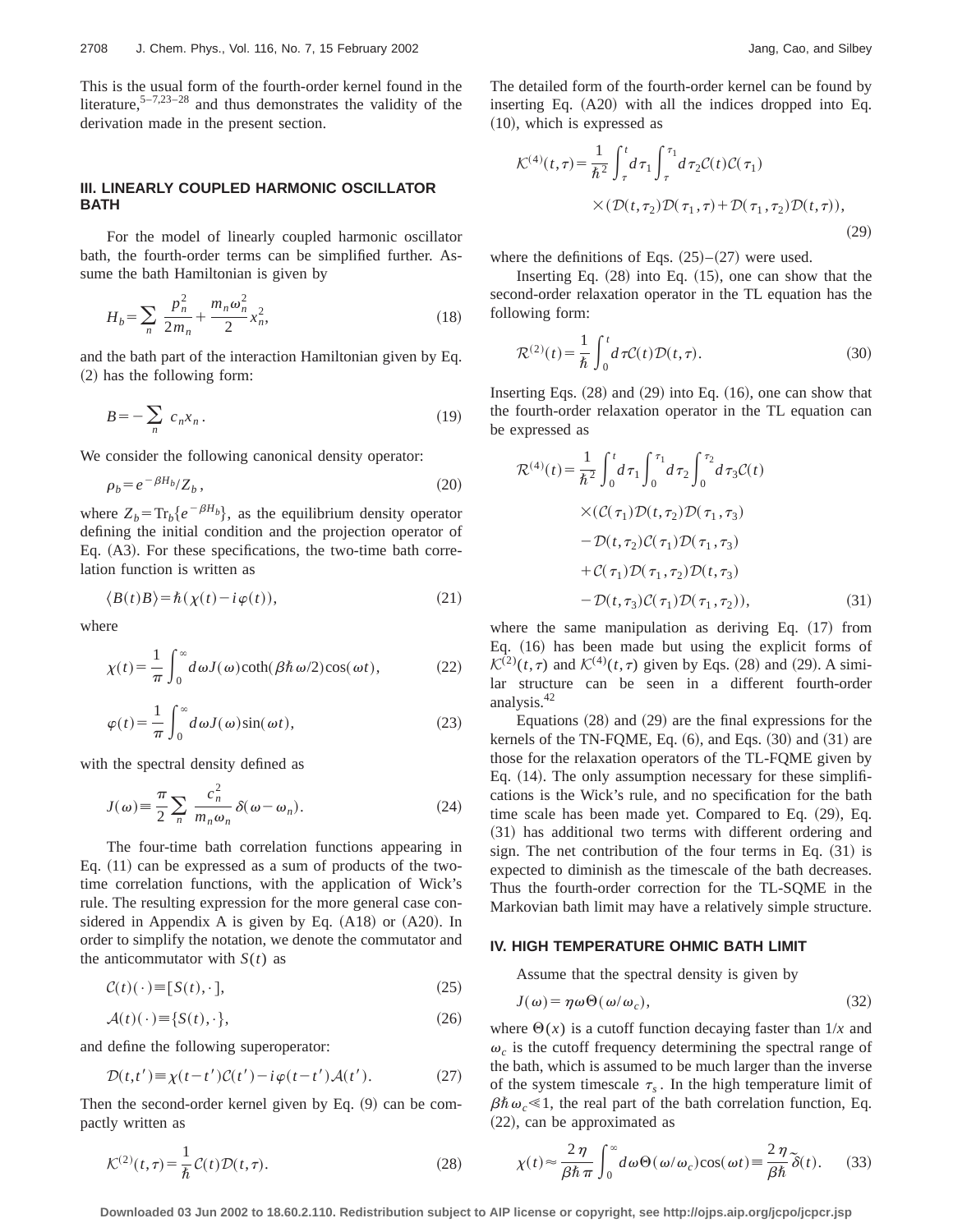This is the usual form of the fourth-order kernel found in the literature,[5–7,23–28] and thus demonstrates the validity of the derivation made in the present section.

## III. LINEARLY COUPLED HARMONIC OSCILLATOR BATH

For the model of linearly coupled harmonic oscillator bath, the fourth-order terms can be simplified further. Assume the bath Hamiltonian is given by

$$H_b = \sum_n \frac{p_n^2}{2m_n} + \frac{m_n \omega_n^2}{2} x_n^2, \tag{18}$$

and the bath part of the interaction Hamiltonian given by Eq. (2) has the following form:

$$B = -\sum_n c_n x_n . \tag{19}$$

We consider the following canonical density operator:

$$\rho_b = e^{-\beta H_b}/Z_b , \tag{20}$$

where $Z_b = \mathrm{Tr}_b\{e^{-\beta H_b}\}$, as the equilibrium density operator defining the initial condition and the projection operator of Eq. (A3). For these specifications, the two-time bath correlation function is written as

$$\langle B(t)B\rangle = \hbar(\chi(t) - i\varphi(t)), \tag{21}$$

where

$$\chi(t) = \frac{1}{\pi}\int_0^\infty d\omega J(\omega)\coth(\beta\hbar\omega/2)\cos(\omega t), \tag{22}$$

$$\varphi(t) = \frac{1}{\pi}\int_0^\infty d\omega J(\omega)\sin(\omega t), \tag{23}$$

with the spectral density defined as

$$J(\omega) \equiv \frac{\pi}{2}\sum_n \frac{c_n^2}{m_n \omega_n}\delta(\omega - \omega_n). \tag{24}$$

The four-time bath correlation functions appearing in Eq. (11) can be expressed as a sum of products of the two-time correlation functions, with the application of Wick's rule. The resulting expression for the more general case considered in Appendix A is given by Eq. (A18) or (A20). In order to simplify the notation, we denote the commutator and the anticommutator with $S(t)$ as

$$\mathcal{C}(t)(\cdot) \equiv [S(t),\cdot], \tag{25}$$

$$\mathcal{A}(t)(\cdot) \equiv \{S(t),\cdot\}, \tag{26}$$

and define the following superoperator:

$$\mathcal{D}(t,t') \equiv \chi(t-t')\mathcal{C}(t') - i\varphi(t-t')\mathcal{A}(t'). \tag{27}$$

Then the second-order kernel given by Eq. (9) can be compactly written as

$$\mathcal{K}^{(2)}(t,\tau) = \frac{1}{\hbar}\mathcal{C}(t)\mathcal{D}(t,\tau). \tag{28}$$

The detailed form of the fourth-order kernel can be found by inserting Eq. (A20) with all the indices dropped into Eq. (10), which is expressed as

$$\begin{aligned}\mathcal{K}^{(4)}(t,\tau) = \frac{1}{\hbar^2}\int_\tau^t d\tau_1 \int_\tau^{\tau_1} d\tau_2 \mathcal{C}(t)\mathcal{C}(\tau_1) \\ \times(\mathcal{D}(t,\tau_2)\mathcal{D}(\tau_1,\tau) + \mathcal{D}(\tau_1,\tau_2)\mathcal{D}(t,\tau)),\end{aligned} \tag{29}$$

where the definitions of Eqs. (25)–(27) were used.

Inserting Eq. (28) into Eq. (15), one can show that the second-order relaxation operator in the TL equation has the following form:

$$\mathcal{R}^{(2)}(t) = \frac{1}{\hbar}\int_0^t d\tau \mathcal{C}(t)\mathcal{D}(t,\tau). \tag{30}$$

Inserting Eqs. (28) and (29) into Eq. (16), one can show that the fourth-order relaxation operator in the TL equation can be expressed as

$$\begin{aligned}\mathcal{R}^{(4)}(t) = \frac{1}{\hbar^2}\int_0^t d\tau_1 \int_0^{\tau_1} d\tau_2 \int_0^{\tau_2} d\tau_3 \mathcal{C}(t) \\ \times(\mathcal{C}(\tau_1)\mathcal{D}(t,\tau_2)\mathcal{D}(\tau_1,\tau_3) \\ - \mathcal{D}(t,\tau_2)\mathcal{C}(\tau_1)\mathcal{D}(\tau_1,\tau_3) \\ + \mathcal{C}(\tau_1)\mathcal{D}(\tau_1,\tau_2)\mathcal{D}(t,\tau_3) \\ - \mathcal{D}(t,\tau_3)\mathcal{C}(\tau_1)\mathcal{D}(\tau_1,\tau_2)),\end{aligned} \tag{31}$$

where the same manipulation as deriving Eq. (17) from Eq. (16) has been made but using the explicit forms of $\mathcal{K}^{(2)}(t,\tau)$ and $\mathcal{K}^{(4)}(t,\tau)$ given by Eqs. (28) and (29). A similar structure can be seen in a different fourth-order analysis.[42]

Equations (28) and (29) are the final expressions for the kernels of the TN-FQME, Eq. (6), and Eqs. (30) and (31) are those for the relaxation operators of the TL-FQME given by Eq. (14). The only assumption necessary for these simplifications is the Wick's rule, and no specification for the bath time scale has been made yet. Compared to Eq. (29), Eq. (31) has additional two terms with different ordering and sign. The net contribution of the four terms in Eq. (31) is expected to diminish as the timescale of the bath decreases. Thus the fourth-order correction for the TL-SQME in the Markovian bath limit may have a relatively simple structure.

## IV. HIGH TEMPERATURE OHMIC BATH LIMIT

Assume that the spectral density is given by

$$J(\omega) = \eta\omega\Theta(\omega/\omega_c), \tag{32}$$

where $\Theta(x)$ is a cutoff function decaying faster than $1/x$ and $\omega_c$ is the cutoff frequency determining the spectral range of the bath, which is assumed to be much larger than the inverse of the system timescale $\tau_s$. In the high temperature limit of $\beta\hbar\omega_c \ll 1$, the real part of the bath correlation function, Eq. (22), can be approximated as

$$\chi(t) \approx \frac{2\eta}{\beta\hbar\pi}\int_0^\infty d\omega\Theta(\omega/\omega_c)\cos(\omega t) \equiv \frac{2\eta}{\beta\hbar}\tilde{\delta}(t). \tag{33}$$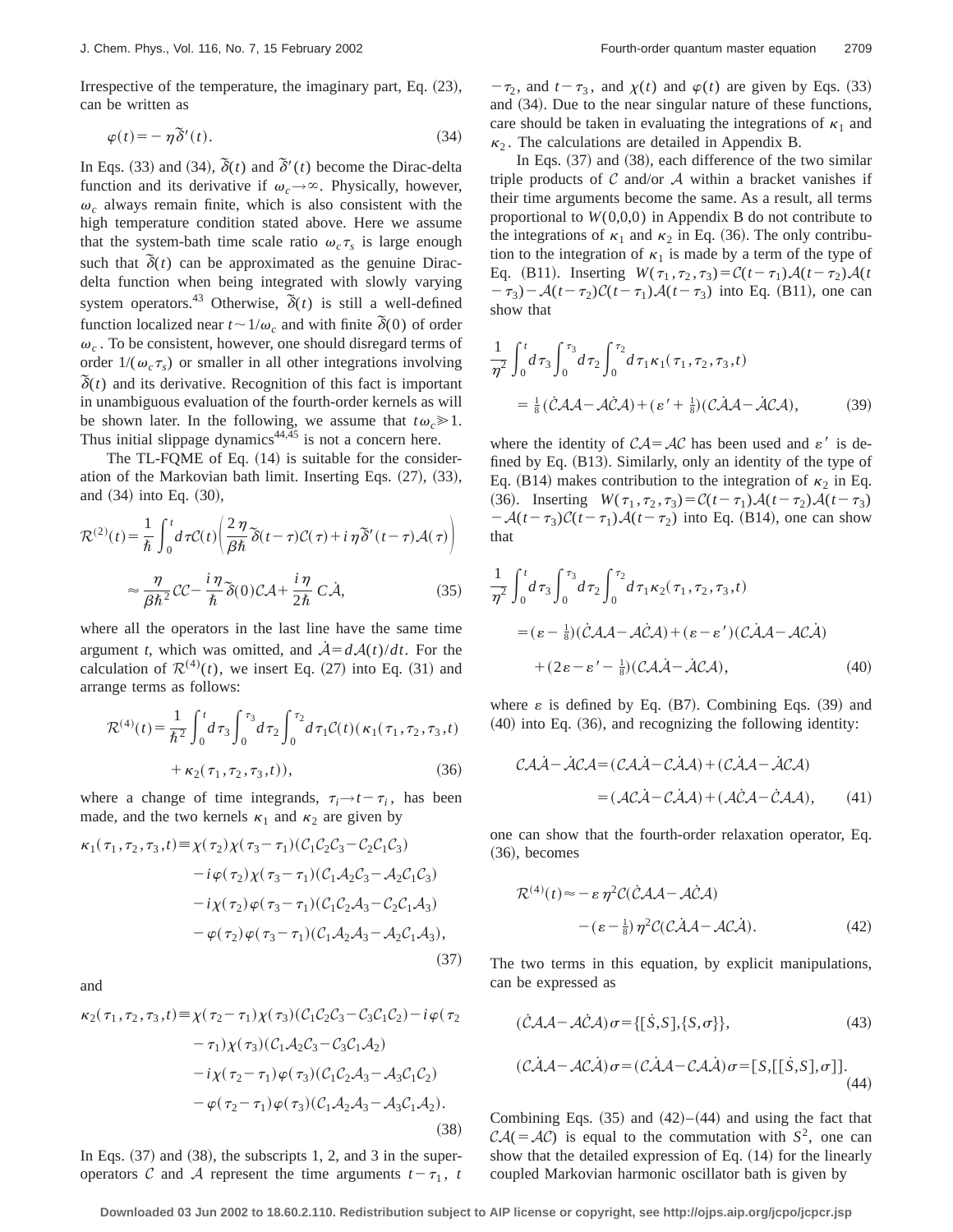Irrespective of the temperature, the imaginary part, Eq. (23), can be written as

$$\varphi(t) = -\eta \tilde{\delta}'(t). \tag{34}$$

In Eqs. (33) and (34), $\tilde{\delta}(t)$ and $\tilde{\delta}'(t)$ become the Dirac-delta function and its derivative if $\omega_c \to \infty$. Physically, however, $\omega_c$ always remain finite, which is also consistent with the high temperature condition stated above. Here we assume that the system-bath time scale ratio $\omega_c \tau_s$ is large enough such that $\tilde{\delta}(t)$ can be approximated as the genuine Dirac-delta function when being integrated with slowly varying system operators.[43] Otherwise, $\tilde{\delta}(t)$ is still a well-defined function localized near $t \sim 1/\omega_c$ and with finite $\tilde{\delta}(0)$ of order $\omega_c$. To be consistent, however, one should disregard terms of order $1/(\omega_c \tau_s)$ or smaller in all other integrations involving $\tilde{\delta}(t)$ and its derivative. Recognition of this fact is important in unambiguous evaluation of the fourth-order kernels as will be shown later. In the following, we assume that $t\omega_c \gg 1$. Thus initial slippage dynamics[44,45] is not a concern here.

The TL-FQME of Eq. (14) is suitable for the consideration of the Markovian bath limit. Inserting Eqs. (27), (33), and (34) into Eq. (30),

$$\mathcal{R}^{(2)}(t) = \frac{1}{\hbar} \int_0^t d\tau \mathcal{C}(t) \left( \frac{2\eta}{\beta\hbar} \tilde{\delta}(t-\tau) \mathcal{C}(\tau) + i\eta \tilde{\delta}'(t-\tau) \mathcal{A}(\tau) \right)$$

$$\approx \frac{\eta}{\beta\hbar^2} \mathcal{C}\mathcal{C} - \frac{i\eta}{\hbar} \tilde{\delta}(0) \mathcal{C}\mathcal{A} + \frac{i\eta}{2\hbar} \mathcal{C}\dot{\mathcal{A}}, \tag{35}$$

where all the operators in the last line have the same time argument $t$, which was omitted, and $\dot{\mathcal{A}} = d\mathcal{A}(t)/dt$. For the calculation of $\mathcal{R}^{(4)}(t)$, we insert Eq. (27) into Eq. (31) and arrange terms as follows:

$$\mathcal{R}^{(4)}(t) = \frac{1}{\hbar^2} \int_0^t d\tau_3 \int_0^{\tau_3} d\tau_2 \int_0^{\tau_2} d\tau_1 \mathcal{C}(t) (\kappa_1(\tau_1, \tau_2, \tau_3, t) + \kappa_2(\tau_1, \tau_2, \tau_3, t)), \tag{36}$$

where a change of time integrands, $\tau_i \to t - \tau_i$, has been made, and the two kernels $\kappa_1$ and $\kappa_2$ are given by

$$\begin{aligned}
\kappa_1(\tau_1, \tau_2, \tau_3, t) \equiv\ & \chi(\tau_2)\chi(\tau_3 - \tau_1)(\mathcal{C}_1\mathcal{C}_2\mathcal{C}_3 - \mathcal{C}_2\mathcal{C}_1\mathcal{C}_3) \\
& - i\varphi(\tau_2)\chi(\tau_3 - \tau_1)(\mathcal{C}_1\mathcal{A}_2\mathcal{C}_3 - \mathcal{A}_2\mathcal{C}_1\mathcal{C}_3) \\
& - i\chi(\tau_2)\varphi(\tau_3 - \tau_1)(\mathcal{C}_1\mathcal{C}_2\mathcal{A}_3 - \mathcal{C}_2\mathcal{C}_1\mathcal{A}_3) \\
& - \varphi(\tau_2)\varphi(\tau_3 - \tau_1)(\mathcal{C}_1\mathcal{A}_2\mathcal{A}_3 - \mathcal{A}_2\mathcal{C}_1\mathcal{A}_3),
\end{aligned} \tag{37}$$

and

$$\begin{aligned}
\kappa_2(\tau_1, \tau_2, \tau_3, t) \equiv\ & \chi(\tau_2 - \tau_1)\chi(\tau_3)(\mathcal{C}_1\mathcal{C}_2\mathcal{C}_3 - \mathcal{C}_3\mathcal{C}_1\mathcal{C}_2) - i\varphi(\tau_2 \\
& - \tau_1)\chi(\tau_3)(\mathcal{C}_1\mathcal{A}_2\mathcal{C}_3 - \mathcal{C}_3\mathcal{C}_1\mathcal{A}_2) \\
& - i\chi(\tau_2 - \tau_1)\varphi(\tau_3)(\mathcal{C}_1\mathcal{C}_2\mathcal{A}_3 - \mathcal{A}_3\mathcal{C}_1\mathcal{C}_2) \\
& - \varphi(\tau_2 - \tau_1)\varphi(\tau_3)(\mathcal{C}_1\mathcal{A}_2\mathcal{A}_3 - \mathcal{A}_3\mathcal{C}_1\mathcal{A}_2).
\end{aligned} \tag{38}$$

In Eqs. (37) and (38), the subscripts 1, 2, and 3 in the superoperators $\mathcal{C}$ and $\mathcal{A}$ represent the time arguments $t-\tau_1$, $t-\tau_2$, and $t-\tau_3$, and $\chi(t)$ and $\varphi(t)$ are given by Eqs. (33) and (34). Due to the near singular nature of these functions, care should be taken in evaluating the integrations of $\kappa_1$ and $\kappa_2$. The calculations are detailed in Appendix B.

In Eqs. (37) and (38), each difference of the two similar triple products of $\mathcal{C}$ and/or $\mathcal{A}$ within a bracket vanishes if their time arguments become the same. As a result, all terms proportional to $W(0,0,0)$ in Appendix B do not contribute to the integrations of $\kappa_1$ and $\kappa_2$ in Eq. (36). The only contribution to the integration of $\kappa_1$ is made by a term of the type of Eq. (B11). Inserting $W(\tau_1,\tau_2,\tau_3) = \mathcal{C}(t-\tau_1)\mathcal{A}(t-\tau_2)\mathcal{A}(t-\tau_3) - \mathcal{A}(t-\tau_2)\mathcal{C}(t-\tau_1)\mathcal{A}(t-\tau_3)$ into Eq. (B11), one can show that

$$\frac{1}{\eta^2} \int_0^t d\tau_3 \int_0^{\tau_3} d\tau_2 \int_0^{\tau_2} d\tau_1 \kappa_1(\tau_1, \tau_2, \tau_3, t) = \tfrac{1}{8}(\dot{\mathcal{C}}\mathcal{A}\mathcal{A} - \mathcal{A}\dot{\mathcal{C}}\mathcal{A}) + (\varepsilon' + \tfrac{1}{8})(\mathcal{C}\dot{\mathcal{A}}\mathcal{A} - \dot{\mathcal{A}}\mathcal{C}\mathcal{A}), \tag{39}$$

where the identity of $\mathcal{C}\mathcal{A} = \mathcal{A}\mathcal{C}$ has been used and $\varepsilon'$ is defined by Eq. (B13). Similarly, only an identity of the type of Eq. (B14) makes contribution to the integration of $\kappa_2$ in Eq. (36). Inserting $W(\tau_1,\tau_2,\tau_3) = \mathcal{C}(t-\tau_1)\mathcal{A}(t-\tau_2)\mathcal{A}(t-\tau_3) - \mathcal{A}(t-\tau_3)\mathcal{C}(t-\tau_1)\mathcal{A}(t-\tau_2)$ into Eq. (B14), one can show that

$$\begin{aligned}
\frac{1}{\eta^2} \int_0^t d\tau_3 \int_0^{\tau_3} d\tau_2 \int_0^{\tau_2} d\tau_1 \kappa_2(\tau_1, \tau_2, \tau_3, t) =\ & (\varepsilon - \tfrac{1}{8})(\dot{\mathcal{C}}\mathcal{A}\mathcal{A} - \mathcal{A}\dot{\mathcal{C}}\mathcal{A}) + (\varepsilon - \varepsilon')(\mathcal{C}\dot{\mathcal{A}}\mathcal{A} - \mathcal{A}\mathcal{C}\dot{\mathcal{A}}) \\
& + (2\varepsilon - \varepsilon' - \tfrac{1}{8})(\mathcal{C}\mathcal{A}\dot{\mathcal{A}} - \dot{\mathcal{A}}\mathcal{C}\mathcal{A}),
\end{aligned} \tag{40}$$

where $\varepsilon$ is defined by Eq. (B7). Combining Eqs. (39) and (40) into Eq. (36), and recognizing the following identity:

$$\begin{aligned}
\mathcal{C}\mathcal{A}\dot{\mathcal{A}} - \dot{\mathcal{A}}\mathcal{C}\mathcal{A} &= (\mathcal{C}\mathcal{A}\dot{\mathcal{A}} - \mathcal{C}\dot{\mathcal{A}}\mathcal{A}) + (\mathcal{C}\dot{\mathcal{A}}\mathcal{A} - \dot{\mathcal{A}}\mathcal{C}\mathcal{A}) \\
&= (\mathcal{A}\mathcal{C}\dot{\mathcal{A}} - \mathcal{C}\dot{\mathcal{A}}\mathcal{A}) + (\mathcal{A}\dot{\mathcal{C}}\mathcal{A} - \dot{\mathcal{C}}\mathcal{A}\mathcal{A}),
\end{aligned} \tag{41}$$

one can show that the fourth-order relaxation operator, Eq. (36), becomes

$$\mathcal{R}^{(4)}(t) \approx -\varepsilon \eta^2 \mathcal{C}(\dot{\mathcal{C}}\mathcal{A}\mathcal{A} - \mathcal{A}\dot{\mathcal{C}}\mathcal{A}) - (\varepsilon - \tfrac{1}{8})\eta^2 \mathcal{C}(\mathcal{C}\dot{\mathcal{A}}\mathcal{A} - \mathcal{A}\mathcal{C}\dot{\mathcal{A}}). \tag{42}$$

The two terms in this equation, by explicit manipulations, can be expressed as

$$(\dot{\mathcal{C}}\mathcal{A}\mathcal{A} - \mathcal{A}\dot{\mathcal{C}}\mathcal{A})\sigma = \{[\dot{S}, S], \{S, \sigma\}\}, \tag{43}$$

$$(\mathcal{C}\dot{\mathcal{A}}\mathcal{A} - \mathcal{A}\mathcal{C}\dot{\mathcal{A}})\sigma = (\mathcal{C}\dot{\mathcal{A}}\mathcal{A} - \mathcal{C}\mathcal{A}\dot{\mathcal{A}})\sigma = [S, [[\dot{S}, S], \sigma]]. \tag{44}$$

Combining Eqs. (35) and (42)–(44) and using the fact that $\mathcal{C}\mathcal{A}(=\mathcal{A}\mathcal{C})$ is equal to the commutation with $S^2$, one can show that the detailed expression of Eq. (14) for the linearly coupled Markovian harmonic oscillator bath is given by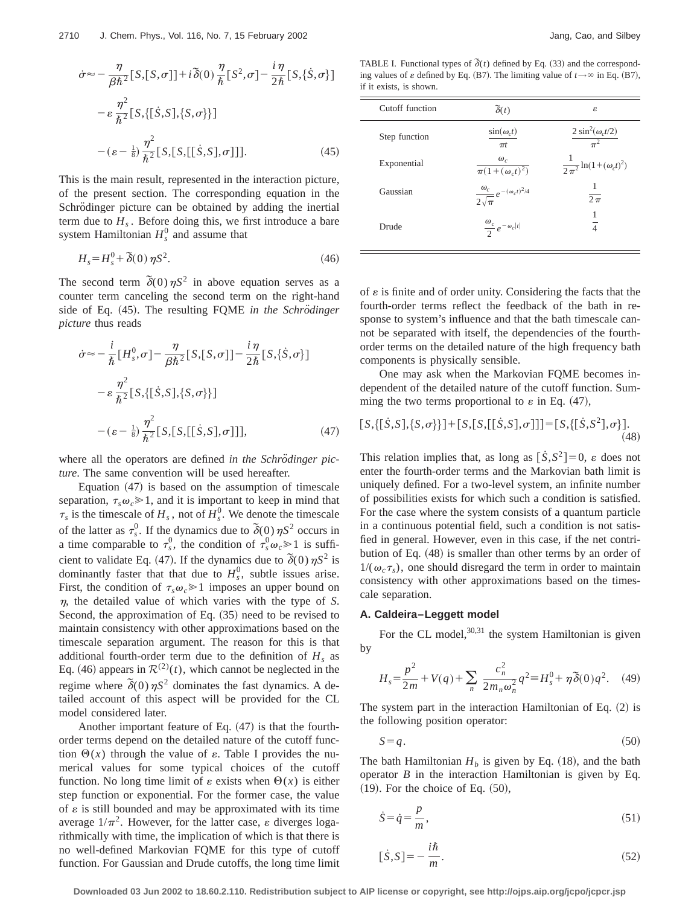$$\dot{\sigma} \approx -\frac{\eta}{\beta\hbar^2}[S,[S,\sigma]] + i\tilde{\delta}(0)\frac{\eta}{\hbar}[S^2,\sigma] - \frac{i\eta}{2\hbar}[S,\{\dot{S},\sigma\}]$$
$$-\varepsilon\frac{\eta^2}{\hbar^2}[S,\{[\dot{S},S],\{S,\sigma\}\}]$$
$$-(\varepsilon - \tfrac{1}{8})\frac{\eta^2}{\hbar^2}[S,[S,[[\dot{S},S],\sigma]]]. \tag{45}$$

This is the main result, represented in the interaction picture, of the present section. The corresponding equation in the Schrödinger picture can be obtained by adding the inertial term due to $H_s$. Before doing this, we first introduce a bare system Hamiltonian $H_s^0$ and assume that

$$H_s = H_s^0 + \tilde{\delta}(0)\eta S^2. \tag{46}$$

The second term $\tilde{\delta}(0)\eta S^2$ in above equation serves as a counter term canceling the second term on the right-hand side of Eq. (45). The resulting FQME *in the Schrödinger picture* thus reads

$$\dot{\sigma} \approx -\frac{i}{\hbar}[H_s^0,\sigma] - \frac{\eta}{\beta\hbar^2}[S,[S,\sigma]] - \frac{i\eta}{2\hbar}[S,\{\dot{S},\sigma\}]$$
$$-\varepsilon\frac{\eta^2}{\hbar^2}[S,\{[\dot{S},S],\{S,\sigma\}\}]$$
$$-(\varepsilon - \tfrac{1}{8})\frac{\eta^2}{\hbar^2}[S,[S,[[\dot{S},S],\sigma]]], \tag{47}$$

where all the operators are defined *in the Schrödinger picture*. The same convention will be used hereafter.

Equation (47) is based on the assumption of timescale separation, $\tau_s\omega_c \gg 1$, and it is important to keep in mind that $\tau_s$ is the timescale of $H_s$, not of $H_s^0$. We denote the timescale of the latter as $\tau_s^0$. If the dynamics due to $\tilde{\delta}(0)\eta S^2$ occurs in a time comparable to $\tau_s^0$, the condition of $\tau_s^0\omega_c \gg 1$ is sufficient to validate Eq. (47). If the dynamics due to $\tilde{\delta}(0)\eta S^2$ is dominantly faster that that due to $H_s^0$, subtle issues arise. First, the condition of $\tau_s\omega_c \gg 1$ imposes an upper bound on $\eta$, the detailed value of which varies with the type of $S$. Second, the approximation of Eq. (35) need to be revised to maintain consistency with other approximations based on the timescale separation argument. The reason for this is that additional fourth-order term due to the definition of $H_s$ as Eq. (46) appears in $\mathcal{R}^{(2)}(t)$, which cannot be neglected in the regime where $\tilde{\delta}(0)\eta S^2$ dominates the fast dynamics. A detailed account of this aspect will be provided for the CL model considered later.

Another important feature of Eq. (47) is that the fourth-order terms depend on the detailed nature of the cutoff function $\Theta(x)$ through the value of $\varepsilon$. Table I provides the numerical values for some typical choices of the cutoff function. No long time limit of $\varepsilon$ exists when $\Theta(x)$ is either step function or exponential. For the former case, the value of $\varepsilon$ is still bounded and may be approximated with its time average $1/\pi^2$. However, for the latter case, $\varepsilon$ diverges logarithmically with time, the implication of which is that there is no well-defined Markovian FQME for this type of cutoff function. For Gaussian and Drude cutoffs, the long time limit of $\varepsilon$ is finite and of order unity. Considering the facts that the fourth-order terms reflect the feedback of the bath in response to system's influence and that the bath timescale cannot be separated with itself, the dependencies of the fourth-order terms on the detailed nature of the high frequency bath components is physically sensible.

TABLE I. Functional types of $\tilde{\delta}(t)$ defined by Eq. (33) and the corresponding values of $\varepsilon$ defined by Eq. (B7). The limiting value of $t\to\infty$ in Eq. (B7), if it exists, is shown.

| Cutoff function | $\tilde{\delta}(t)$ | $\varepsilon$ |
|---|---|---|
| Step function | $\frac{\sin(\omega_c t)}{\pi t}$ | $\frac{2\sin^2(\omega_c t/2)}{\pi^2}$ |
| Exponential | $\frac{\omega_c}{\pi(1+(\omega_c t)^2)}$ | $\frac{1}{2\pi^2}\ln(1+(\omega_c t)^2)$ |
| Gaussian | $\frac{\omega_c}{2\sqrt{\pi}}e^{-(\omega_c t)^2/4}$ | $\frac{1}{2\pi}$ |
| Drude | $\frac{\omega_c}{2}e^{-\omega_c\lvert t\rvert}$ | $\frac{1}{4}$ |

One may ask when the Markovian FQME becomes independent of the detailed nature of the cutoff function. Summing the two terms proportional to $\varepsilon$ in Eq. (47),

$$[S,\{[\dot{S},S],\{S,\sigma\}\}] + [S,[S,[[\dot{S},S],\sigma]]] = [S,\{[\dot{S},S^2],\sigma\}]. \tag{48}$$

This relation implies that, as long as $[\dot{S},S^2]=0$, $\varepsilon$ does not enter the fourth-order terms and the Markovian bath limit is uniquely defined. For a two-level system, an infinite number of possibilities exists for which such a condition is satisfied. For the case where the system consists of a quantum particle in a continuous potential field, such a condition is not satisfied in general. However, even in this case, if the net contribution of Eq. (48) is smaller than other terms by an order of $1/(\omega_c\tau_s)$, one should disregard the term in order to maintain consistency with other approximations based on the timescale separation.

### A. Caldeira–Leggett model

For the CL model,[30,31] the system Hamiltonian is given by

$$H_s = \frac{p^2}{2m} + V(q) + \sum_n \frac{c_n^2}{2m_n\omega_n^2}q^2 \equiv H_s^0 + \eta\tilde{\delta}(0)q^2. \tag{49}$$

The system part in the interaction Hamiltonian of Eq. (2) is the following position operator:

$$S = q. \tag{50}$$

The bath Hamiltonian $H_b$ is given by Eq. (18), and the bath operator $B$ in the interaction Hamiltonian is given by Eq. (19). For the choice of Eq. (50),

$$\dot{S} = \dot{q} = \frac{p}{m}, \tag{51}$$

$$[\dot{S},S] = -\frac{i\hbar}{m}. \tag{52}$$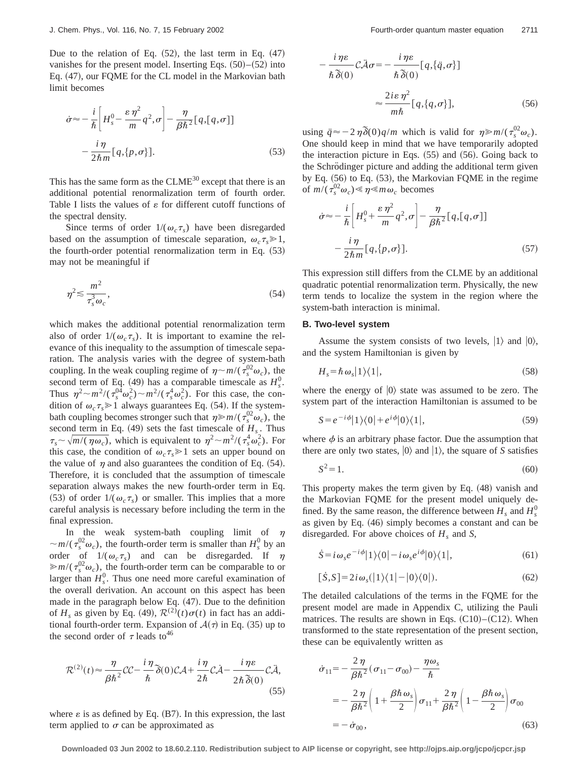Due to the relation of Eq. (52), the last term in Eq. (47) vanishes for the present model. Inserting Eqs. (50)–(52) into Eq. (47), our FQME for the CL model in the Markovian bath limit becomes

$$\dot{\sigma} \approx -\frac{i}{\hbar}\left[H_s^0 - \frac{\varepsilon \eta^2}{m}q^2, \sigma\right] - \frac{\eta}{\beta \hbar^2}[q,[q,\sigma]] - \frac{i\eta}{2\hbar m}[q,\{p,\sigma\}]. \tag{53}$$

This has the same form as the CLME[30] except that there is an additional potential renormalization term of fourth order. Table I lists the values of $\varepsilon$ for different cutoff functions of the spectral density.

Since terms of order $1/(\omega_c \tau_s)$ have been disregarded based on the assumption of timescale separation, $\omega_c \tau_s \gg 1$, the fourth-order potential renormalization term in Eq. (53) may not be meaningful if

$$\eta^2 \lesssim \frac{m^2}{\tau_s^3 \omega_c}, \tag{54}$$

which makes the additional potential renormalization term also of order $1/(\omega_c \tau_s)$. It is important to examine the relevance of this inequality to the assumption of timescale separation. The analysis varies with the degree of system-bath coupling. In the weak coupling regime of $\eta \sim m/(\tau_s^{02}\omega_c)$, the second term of Eq. (49) has a comparable timescale as $H_s^0$. Thus $\eta^2 \sim m^2/(\tau_s^{04}\omega_c^2) \sim m^2/(\tau_s^4 \omega_c^2)$. For this case, the condition of $\omega_c \tau_s \gg 1$ always guarantees Eq. (54). If the system-bath coupling becomes stronger such that $\eta \gg m/(\tau_s^{02}\omega_c)$, the second term in Eq. (49) sets the fast timescale of $H_s$. Thus $\tau_s \sim \sqrt{m/(\eta \omega_c)}$, which is equivalent to $\eta^2 \sim m^2/(\tau_s^4 \omega_c^2)$. For this case, the condition of $\omega_c \tau_s \gg 1$ sets an upper bound on the value of $\eta$ and also guarantees the condition of Eq. (54). Therefore, it is concluded that the assumption of timescale separation always makes the new fourth-order term in Eq. (53) of order $1/(\omega_c \tau_s)$ or smaller. This implies that a more careful analysis is necessary before including the term in the final expression.

In the weak system-bath coupling limit of $\eta \sim m/(\tau_s^{02}\omega_c)$, the fourth-order term is smaller than $H_s^0$ by an order of $1/(\omega_c \tau_s)$ and can be disregarded. If $\eta \gg m/(\tau_s^{02}\omega_c)$, the fourth-order term can be comparable to or larger than $H_s^0$. Thus one need more careful examination of the overall derivation. An account on this aspect has been made in the paragraph below Eq. (47). Due to the definition of $H_s$ as given by Eq. (49), $\mathcal{R}^{(2)}(t)\sigma(t)$ in fact has an additional fourth-order term. Expansion of $\mathcal{A}(\tau)$ in Eq. (35) up to the second order of $\tau$ leads to[46]

$$\mathcal{R}^{(2)}(t) \approx \frac{\eta}{\beta \hbar^2}\mathcal{C}\mathcal{C} - \frac{i\eta}{\hbar}\tilde{\delta}(0)\mathcal{C}\mathcal{A} + \frac{i\eta}{2\hbar}\mathcal{C}\dot{\mathcal{A}} - \frac{i\eta\varepsilon}{2\hbar\tilde{\delta}(0)}\mathcal{C}\ddot{\mathcal{A}}, \tag{55}$$

where $\varepsilon$ is as defined by Eq. (B7). In this expression, the last term applied to $\sigma$ can be approximated as

$$-\frac{i\eta\varepsilon}{\hbar\tilde{\delta}(0)}\mathcal{C}\ddot{\mathcal{A}}\sigma = -\frac{i\eta\varepsilon}{\hbar\tilde{\delta}(0)}[q,\{\ddot{q},\sigma\}] \approx \frac{2i\varepsilon\eta^2}{m\hbar}[q,\{q,\sigma\}], \tag{56}$$

using $\ddot{q} \approx -2\eta\tilde{\delta}(0)q/m$ which is valid for $\eta \gg m/(\tau_s^{02}\omega_c)$. One should keep in mind that we have temporarily adopted the interaction picture in Eqs. (55) and (56). Going back to the Schrödinger picture and adding the additional term given by Eq. (56) to Eq. (53), the Markovian FQME in the regime of $m/(\tau_s^{02}\omega_c) \ll \eta \ll m\omega_c$ becomes

$$\dot{\sigma} \approx -\frac{i}{\hbar}\left[H_s^0 + \frac{\varepsilon \eta^2}{m}q^2, \sigma\right] - \frac{\eta}{\beta \hbar^2}[q,[q,\sigma]] - \frac{i\eta}{2\hbar m}[q,\{p,\sigma\}]. \tag{57}$$

This expression still differs from the CLME by an additional quadratic potential renormalization term. Physically, the new term tends to localize the system in the region where the system-bath interaction is minimal.

### B. Two-level system

Assume the system consists of two levels, $|1\rangle$ and $|0\rangle$, and the system Hamiltonian is given by

$$H_s = \hbar\omega_s |1\rangle\langle 1|, \tag{58}$$

where the energy of $|0\rangle$ state was assumed to be zero. The system part of the interaction Hamiltonian is assumed to be

$$S = e^{-i\phi}|1\rangle\langle 0| + e^{i\phi}|0\rangle\langle 1|, \tag{59}$$

where $\phi$ is an arbitrary phase factor. Due the assumption that there are only two states, $|0\rangle$ and $|1\rangle$, the square of $S$ satisfies

$$S^2 = 1. \tag{60}$$

This property makes the term given by Eq. (48) vanish and the Markovian FQME for the present model uniquely defined. By the same reason, the difference between $H_s$ and $H_s^0$ as given by Eq. (46) simply becomes a constant and can be disregarded. For above choices of $H_s$ and $S$,

$$\dot{S} = i\omega_s e^{-i\phi}|1\rangle\langle 0| - i\omega_s e^{i\phi}|0\rangle\langle 1|, \tag{61}$$

$$[\dot{S}, S] = 2i\omega_s(|1\rangle\langle 1| - |0\rangle\langle 0|). \tag{62}$$

The detailed calculations of the terms in the FQME for the present model are made in Appendix C, utilizing the Pauli matrices. The results are shown in Eqs. (C10)–(C12). When transformed to the state representation of the present section, these can be equivalently written as

$$\begin{aligned}
\dot{\sigma}_{11} &= -\frac{2\eta}{\beta\hbar^2}(\sigma_{11} - \sigma_{00}) - \frac{\eta\omega_s}{\hbar} \\
&= -\frac{2\eta}{\beta\hbar^2}\left(1 + \frac{\beta\hbar\omega_s}{2}\right)\sigma_{11} + \frac{2\eta}{\beta\hbar^2}\left(1 - \frac{\beta\hbar\omega_s}{2}\right)\sigma_{00} \\
&= -\dot{\sigma}_{00},
\end{aligned} \tag{63}$$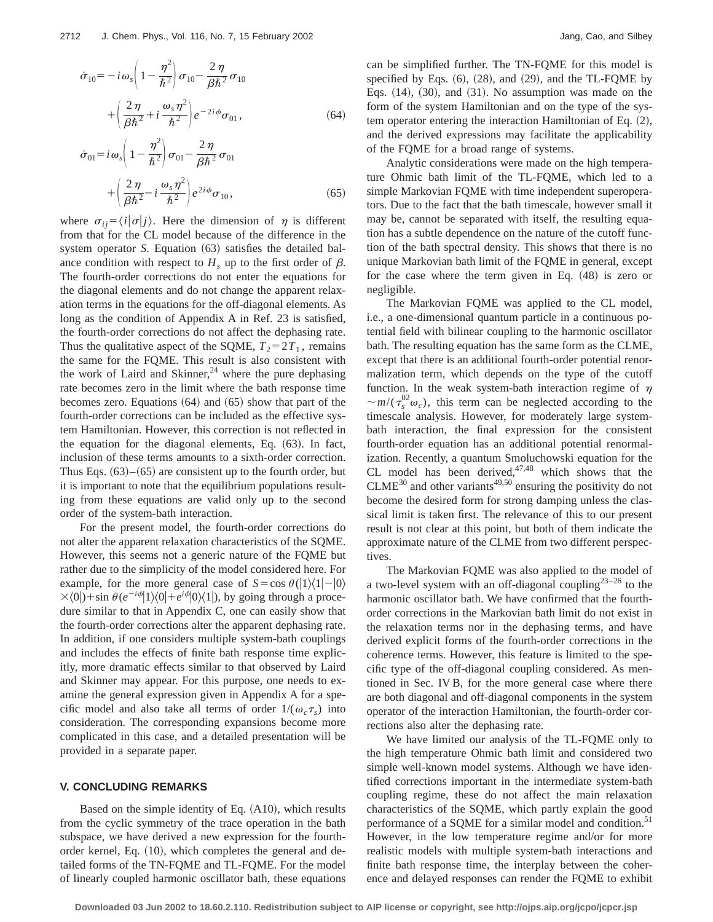$$\dot{\sigma}_{10} = -i\omega_s\left(1-\frac{\eta^2}{\hbar^2}\right)\sigma_{10} - \frac{2\eta}{\beta\hbar^2}\sigma_{10} + \left(\frac{2\eta}{\beta\hbar^2}+i\frac{\omega_s\eta^2}{\hbar^2}\right)e^{-2i\phi}\sigma_{01}, \tag{64}$$

$$\dot{\sigma}_{01} = i\omega_s\left(1-\frac{\eta^2}{\hbar^2}\right)\sigma_{01} - \frac{2\eta}{\beta\hbar^2}\sigma_{01} + \left(\frac{2\eta}{\beta\hbar^2}-i\frac{\omega_s\eta^2}{\hbar^2}\right)e^{2i\phi}\sigma_{10}, \tag{65}$$

where $\sigma_{ij}=\langle i|\sigma|j\rangle$. Here the dimension of $\eta$ is different from that for the CL model because of the difference in the system operator $S$. Equation (63) satisfies the detailed balance condition with respect to $H_s$ up to the first order of $\beta$. The fourth-order corrections do not enter the equations for the diagonal elements and do not change the apparent relaxation terms in the equations for the off-diagonal elements. As long as the condition of Appendix A in Ref. 23 is satisfied, the fourth-order corrections do not affect the dephasing rate. Thus the qualitative aspect of the SQME, $T_2=2T_1$, remains the same for the FQME. This result is also consistent with the work of Laird and Skinner,[24] where the pure dephasing rate becomes zero in the limit where the bath response time becomes zero. Equations (64) and (65) show that part of the fourth-order corrections can be included as the effective system Hamiltonian. However, this correction is not reflected in the equation for the diagonal elements, Eq. (63). In fact, inclusion of these terms amounts to a sixth-order correction. Thus Eqs. (63)–(65) are consistent up to the fourth order, but it is important to note that the equilibrium populations resulting from these equations are valid only up to the second order of the system-bath interaction.

For the present model, the fourth-order corrections do not alter the apparent relaxation characteristics of the SQME. However, this seems not a generic nature of the FQME but rather due to the simplicity of the model considered here. For example, for the more general case of $S=\cos\theta(|1\rangle\langle 1|-|0\rangle\langle 0|)+\sin\theta(e^{-i\phi}|1\rangle\langle 0|+e^{i\phi}|0\rangle\langle 1|)$, by going through a procedure similar to that in Appendix C, one can easily show that the fourth-order corrections alter the apparent dephasing rate. In addition, if one considers multiple system-bath couplings and includes the effects of finite bath response time explicitly, more dramatic effects similar to that observed by Laird and Skinner may appear. For this purpose, one needs to examine the general expression given in Appendix A for a specific model and also take all terms of order $1/(\omega_c\tau_s)$ into consideration. The corresponding expansions become more complicated in this case, and a detailed presentation will be provided in a separate paper.

## V. CONCLUDING REMARKS

Based on the simple identity of Eq. (A10), which results from the cyclic symmetry of the trace operation in the bath subspace, we have derived a new expression for the fourth-order kernel, Eq. (10), which completes the general and detailed forms of the TN-FQME and TL-FQME. For the model of linearly coupled harmonic oscillator bath, these equations can be simplified further. The TN-FQME for this model is specified by Eqs. (6), (28), and (29), and the TL-FQME by Eqs. (14), (30), and (31). No assumption was made on the form of the system Hamiltonian and on the type of the system operator entering the interaction Hamiltonian of Eq. (2), and the derived expressions may facilitate the applicability of the FQME for a broad range of systems.

Analytic considerations were made on the high temperature Ohmic bath limit of the TL-FQME, which led to a simple Markovian FQME with time independent superoperators. Due to the fact that the bath timescale, however small it may be, cannot be separated with itself, the resulting equation has a subtle dependence on the nature of the cutoff function of the bath spectral density. This shows that there is no unique Markovian bath limit of the FQME in general, except for the case where the term given in Eq. (48) is zero or negligible.

The Markovian FQME was applied to the CL model, i.e., a one-dimensional quantum particle in a continuous potential field with bilinear coupling to the harmonic oscillator bath. The resulting equation has the same form as the CLME, except that there is an additional fourth-order potential renormalization term, which depends on the type of the cutoff function. In the weak system-bath interaction regime of $\eta \sim m/(\tau_s^{02}\omega_c)$, this term can be neglected according to the timescale analysis. However, for moderately large system-bath interaction, the final expression for the consistent fourth-order equation has an additional potential renormalization. Recently, a quantum Smoluchowski equation for the CL model has been derived,[47,48] which shows that the CLME[30] and other variants[49,50] ensuring the positivity do not become the desired form for strong damping unless the classical limit is taken first. The relevance of this to our present result is not clear at this point, but both of them indicate the approximate nature of the CLME from two different perspectives.

The Markovian FQME was also applied to the model of a two-level system with an off-diagonal coupling[23–26] to the harmonic oscillator bath. We have confirmed that the fourth-order corrections in the Markovian bath limit do not exist in the relaxation terms nor in the dephasing terms, and have derived explicit forms of the fourth-order corrections in the coherence terms. However, this feature is limited to the specific type of the off-diagonal coupling considered. As mentioned in Sec. IV B, for the more general case where there are both diagonal and off-diagonal components in the system operator of the interaction Hamiltonian, the fourth-order corrections also alter the dephasing rate.

We have limited our analysis of the TL-FQME only to the high temperature Ohmic bath limit and considered two simple well-known model systems. Although we have identified corrections important in the intermediate system-bath coupling regime, these do not affect the main relaxation characteristics of the SQME, which partly explain the good performance of a SQME for a similar model and condition.[51] However, in the low temperature regime and/or for more realistic models with multiple system-bath interactions and finite bath response time, the interplay between the coherence and delayed responses can render the FQME to exhibit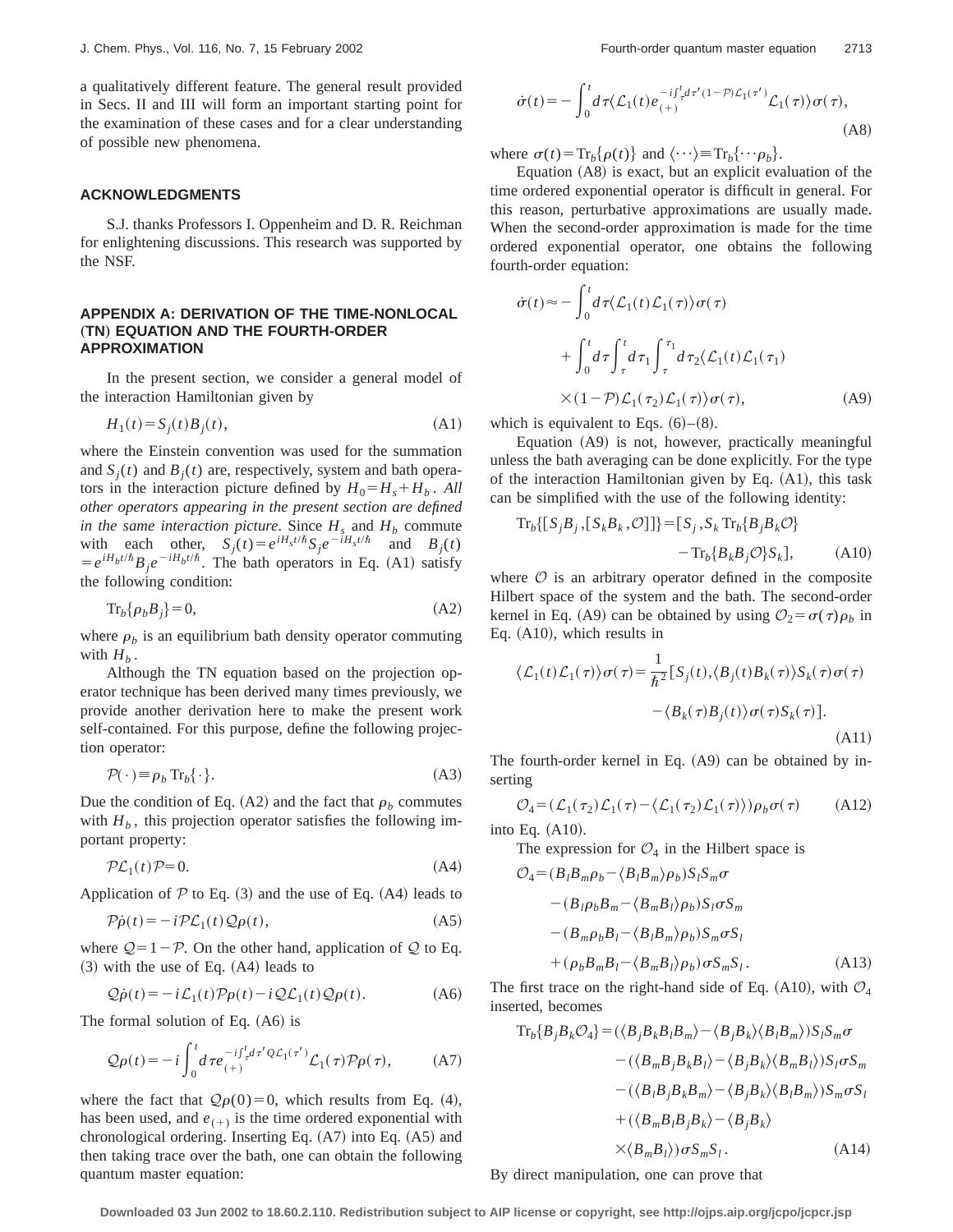a qualitatively different feature. The general result provided in Secs. II and III will form an important starting point for the examination of these cases and for a clear understanding of possible new phenomena.

## ACKNOWLEDGMENTS

S.J. thanks Professors I. Oppenheim and D. R. Reichman for enlightening discussions. This research was supported by the NSF.

## APPENDIX A: DERIVATION OF THE TIME-NONLOCAL (TN) EQUATION AND THE FOURTH-ORDER APPROXIMATION

In the present section, we consider a general model of the interaction Hamiltonian given by

$$H_1(t) = S_j(t)B_j(t), \tag{A1}$$

where the Einstein convention was used for the summation and $S_j(t)$ and $B_j(t)$ are, respectively, system and bath operators in the interaction picture defined by $H_0 = H_s + H_b$. *All other operators appearing in the present section are defined in the same interaction picture*. Since $H_s$ and $H_b$ commute with each other, $S_j(t) = e^{iH_s t/\hbar} S_j e^{-iH_s t/\hbar}$ and $B_j(t) = e^{iH_b t/\hbar} B_j e^{-iH_b t/\hbar}$. The bath operators in Eq. (A1) satisfy the following condition:

$$\mathrm{Tr}_b\{\rho_b B_j\} = 0, \tag{A2}$$

where $\rho_b$ is an equilibrium bath density operator commuting with $H_b$.

Although the TN equation based on the projection operator technique has been derived many times previously, we provide another derivation here to make the present work self-contained. For this purpose, define the following projection operator:

$$\mathcal{P}(\cdot) \equiv \rho_b \,\mathrm{Tr}_b\{\cdot\}. \tag{A3}$$

Due the condition of Eq. (A2) and the fact that $\rho_b$ commutes with $H_b$, this projection operator satisfies the following important property:

$$\mathcal{P}\mathcal{L}_1(t)\mathcal{P} = 0. \tag{A4}$$

Application of $\mathcal{P}$ to Eq. (3) and the use of Eq. (A4) leads to

$$\mathcal{P}\dot{\rho}(t) = -i\mathcal{P}\mathcal{L}_1(t)\mathcal{Q}\rho(t), \tag{A5}$$

where $\mathcal{Q} = 1 - \mathcal{P}$. On the other hand, application of $\mathcal{Q}$ to Eq. (3) with the use of Eq. (A4) leads to

$$\mathcal{Q}\dot{\rho}(t) = -i\mathcal{L}_1(t)\mathcal{P}\rho(t) - i\mathcal{Q}\mathcal{L}_1(t)\mathcal{Q}\rho(t). \tag{A6}$$

The formal solution of Eq. (A6) is

$$\mathcal{Q}\rho(t) = -i\int_0^t d\tau\, e_{(+)}^{-i\int_\tau^t d\tau' \mathcal{Q}\mathcal{L}_1(\tau')} \mathcal{L}_1(\tau)\mathcal{P}\rho(\tau), \tag{A7}$$

where the fact that $\mathcal{Q}\rho(0) = 0$, which results from Eq. (4), has been used, and $e_{(+)}$ is the time ordered exponential with chronological ordering. Inserting Eq. (A7) into Eq. (A5) and then taking trace over the bath, one can obtain the following quantum master equation:

$$\dot{\sigma}(t) = -\int_0^t d\tau \langle \mathcal{L}_1(t) e_{(+)}^{-i\int_\tau^t d\tau'(1-\mathcal{P})\mathcal{L}_1(\tau')} \mathcal{L}_1(\tau)\rangle \sigma(\tau), \tag{A8}$$

where $\sigma(t) = \mathrm{Tr}_b\{\rho(t)\}$ and $\langle \cdots \rangle \equiv \mathrm{Tr}_b\{\cdots \rho_b\}$.

Equation (A8) is exact, but an explicit evaluation of the time ordered exponential operator is difficult in general. For this reason, perturbative approximations are usually made. When the second-order approximation is made for the time ordered exponential operator, one obtains the following fourth-order equation:

$$\begin{aligned}
\dot{\sigma}(t) \approx & -\int_0^t d\tau \langle \mathcal{L}_1(t)\mathcal{L}_1(\tau)\rangle \sigma(\tau) \\
& + \int_0^t d\tau \int_\tau^t d\tau_1 \int_\tau^{\tau_1} d\tau_2 \langle \mathcal{L}_1(t)\mathcal{L}_1(\tau_1) \\
& \times (1-\mathcal{P})\mathcal{L}_1(\tau_2)\mathcal{L}_1(\tau)\rangle \sigma(\tau),
\end{aligned} \tag{A9}$$

which is equivalent to Eqs. (6)–(8).

Equation (A9) is not, however, practically meaningful unless the bath averaging can be done explicitly. For the type of the interaction Hamiltonian given by Eq. (A1), this task can be simplified with the use of the following identity:

$$\begin{aligned}
\mathrm{Tr}_b\{[S_j B_j, [S_k B_k, \mathcal{O}]]\} = & [S_j, S_k \,\mathrm{Tr}_b\{B_j B_k \mathcal{O}\} \\
& - \mathrm{Tr}_b\{B_k B_j \mathcal{O}\} S_k],
\end{aligned} \tag{A10}$$

where $\mathcal{O}$ is an arbitrary operator defined in the composite Hilbert space of the system and the bath. The second-order kernel in Eq. (A9) can be obtained by using $\mathcal{O}_2 = \sigma(\tau)\rho_b$ in Eq. (A10), which results in

$$\begin{aligned}
\langle \mathcal{L}_1(t)\mathcal{L}_1(\tau)\rangle \sigma(\tau) = & \frac{1}{\hbar^2}[S_j(t), \langle B_j(t) B_k(\tau)\rangle S_k(\tau)\sigma(\tau) \\
& - \langle B_k(\tau) B_j(t)\rangle \sigma(\tau) S_k(\tau)].
\end{aligned} \tag{A11}$$

The fourth-order kernel in Eq. (A9) can be obtained by inserting

$$\mathcal{O}_4 = (\mathcal{L}_1(\tau_2)\mathcal{L}_1(\tau) - \langle \mathcal{L}_1(\tau_2)\mathcal{L}_1(\tau)\rangle)\rho_b \sigma(\tau) \tag{A12}$$

into Eq. (A10).

The expression for $\mathcal{O}_4$ in the Hilbert space is

$$\begin{aligned}
\mathcal{O}_4 = & (B_l B_m \rho_b - \langle B_l B_m \rangle \rho_b) S_l S_m \sigma \\
& - (B_l \rho_b B_m - \langle B_m B_l \rangle \rho_b) S_l \sigma S_m \\
& - (B_m \rho_b B_l - \langle B_l B_m \rangle \rho_b) S_m \sigma S_l \\
& + (\rho_b B_m B_l - \langle B_m B_l \rangle \rho_b) \sigma S_m S_l.
\end{aligned} \tag{A13}$$

The first trace on the right-hand side of Eq. (A10), with $\mathcal{O}_4$ inserted, becomes

$$\begin{aligned}
\mathrm{Tr}_b\{B_j B_k \mathcal{O}_4\} = & (\langle B_j B_k B_l B_m \rangle - \langle B_j B_k \rangle \langle B_l B_m \rangle) S_l S_m \sigma \\
& - (\langle B_m B_j B_k B_l \rangle - \langle B_j B_k \rangle \langle B_m B_l \rangle) S_l \sigma S_m \\
& - (\langle B_l B_j B_k B_m \rangle - \langle B_j B_k \rangle \langle B_l B_m \rangle) S_m \sigma S_l \\
& + (\langle B_m B_l B_j B_k \rangle - \langle B_j B_k \rangle \\
& \times \langle B_m B_l \rangle) \sigma S_m S_l.
\end{aligned} \tag{A14}$$

By direct manipulation, one can prove that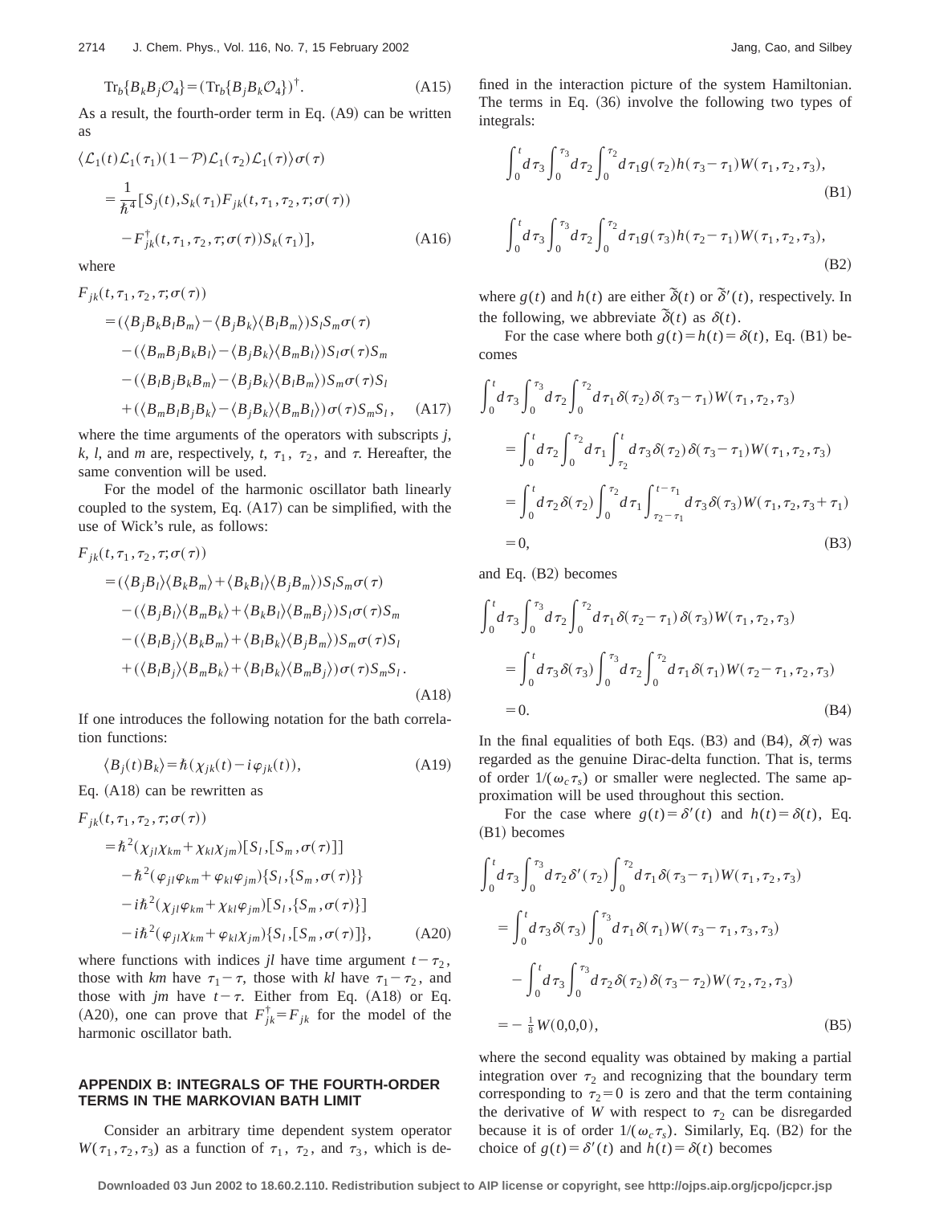$$\text{Tr}_b\{B_k B_j \mathcal{O}_4\} = (\text{Tr}_b\{B_j B_k \mathcal{O}_4\})^\dagger. \tag{A15}$$

As a result, the fourth-order term in Eq. (A9) can be written as

$$\begin{aligned}
&\langle \mathcal{L}_1(t)\mathcal{L}_1(\tau_1)(1-\mathcal{P})\mathcal{L}_1(\tau_2)\mathcal{L}_1(\tau)\rangle \sigma(\tau) \\
&= \frac{1}{\hbar^4}[S_j(t), S_k(\tau_1)F_{jk}(t,\tau_1,\tau_2,\tau;\sigma(\tau)) \\
&\quad - F_{jk}^\dagger(t,\tau_1,\tau_2,\tau;\sigma(\tau))S_k(\tau_1)],
\end{aligned} \tag{A16}$$

where

$$\begin{aligned}
&F_{jk}(t,\tau_1,\tau_2,\tau;\sigma(\tau)) \\
&= (\langle B_j B_k B_l B_m\rangle - \langle B_j B_k\rangle\langle B_l B_m\rangle) S_l S_m \sigma(\tau) \\
&\quad - (\langle B_m B_j B_k B_l\rangle - \langle B_j B_k\rangle\langle B_m B_l\rangle) S_l \sigma(\tau) S_m \\
&\quad - (\langle B_l B_j B_k B_m\rangle - \langle B_j B_k\rangle\langle B_l B_m\rangle) S_m \sigma(\tau) S_l \\
&\quad + (\langle B_m B_l B_j B_k\rangle - \langle B_j B_k\rangle\langle B_m B_l\rangle) \sigma(\tau) S_m S_l,
\end{aligned} \tag{A17}$$

where the time arguments of the operators with subscripts $j$, $k$, $l$, and $m$ are, respectively, $t$, $\tau_1$, $\tau_2$, and $\tau$. Hereafter, the same convention will be used.

For the model of the harmonic oscillator bath linearly coupled to the system, Eq. (A17) can be simplified, with the use of Wick's rule, as follows:

$$\begin{aligned}
&F_{jk}(t,\tau_1,\tau_2,\tau;\sigma(\tau)) \\
&= (\langle B_j B_l\rangle\langle B_k B_m\rangle + \langle B_k B_l\rangle\langle B_j B_m\rangle) S_l S_m \sigma(\tau) \\
&\quad - (\langle B_j B_l\rangle\langle B_m B_k\rangle + \langle B_k B_l\rangle\langle B_m B_j\rangle) S_l \sigma(\tau) S_m \\
&\quad - (\langle B_l B_j\rangle\langle B_k B_m\rangle + \langle B_l B_k\rangle\langle B_j B_m\rangle) S_m \sigma(\tau) S_l \\
&\quad + (\langle B_l B_j\rangle\langle B_m B_k\rangle + \langle B_l B_k\rangle\langle B_m B_j\rangle) \sigma(\tau) S_m S_l.
\end{aligned} \tag{A18}$$

If one introduces the following notation for the bath correlation functions:

$$\langle B_j(t) B_k\rangle = \hbar(\chi_{jk}(t) - i\varphi_{jk}(t)), \tag{A19}$$

Eq. (A18) can be rewritten as

$$\begin{aligned}
&F_{jk}(t,\tau_1,\tau_2,\tau;\sigma(\tau)) \\
&= \hbar^2(\chi_{jl}\chi_{km} + \chi_{kl}\chi_{jm})[S_l,[S_m,\sigma(\tau)]] \\
&\quad - \hbar^2(\varphi_{jl}\varphi_{km} + \varphi_{kl}\varphi_{jm})\{S_l,\{S_m,\sigma(\tau)\}\} \\
&\quad - i\hbar^2(\chi_{jl}\varphi_{km} + \chi_{kl}\varphi_{jm})[S_l,\{S_m,\sigma(\tau)\}] \\
&\quad - i\hbar^2(\varphi_{jl}\chi_{km} + \varphi_{kl}\chi_{jm})\{S_l,[S_m,\sigma(\tau)]\},
\end{aligned} \tag{A20}$$

where functions with indices $jl$ have time argument $t-\tau_2$, those with $km$ have $\tau_1-\tau$, those with $kl$ have $\tau_1-\tau_2$, and those with $jm$ have $t-\tau$. Either from Eq. (A18) or Eq. (A20), one can prove that $F_{jk}^\dagger = F_{jk}$ for the model of the harmonic oscillator bath.

## APPENDIX B: INTEGRALS OF THE FOURTH-ORDER TERMS IN THE MARKOVIAN BATH LIMIT

Consider an arbitrary time dependent system operator $W(\tau_1,\tau_2,\tau_3)$ as a function of $\tau_1$, $\tau_2$, and $\tau_3$, which is defined in the interaction picture of the system Hamiltonian. The terms in Eq. (36) involve the following two types of integrals:

$$\int_0^t d\tau_3 \int_0^{\tau_3} d\tau_2 \int_0^{\tau_2} d\tau_1 g(\tau_2) h(\tau_3-\tau_1) W(\tau_1,\tau_2,\tau_3), \tag{B1}$$

$$\int_0^t d\tau_3 \int_0^{\tau_3} d\tau_2 \int_0^{\tau_2} d\tau_1 g(\tau_3) h(\tau_2-\tau_1) W(\tau_1,\tau_2,\tau_3), \tag{B2}$$

where $g(t)$ and $h(t)$ are either $\tilde{\delta}(t)$ or $\tilde{\delta}'(t)$, respectively. In the following, we abbreviate $\tilde{\delta}(t)$ as $\delta(t)$.

For the case where both $g(t)=h(t)=\delta(t)$, Eq. (B1) becomes

$$\begin{aligned}
&\int_0^t d\tau_3 \int_0^{\tau_3} d\tau_2 \int_0^{\tau_2} d\tau_1 \delta(\tau_2)\delta(\tau_3-\tau_1) W(\tau_1,\tau_2,\tau_3) \\
&= \int_0^t d\tau_2 \int_0^{\tau_2} d\tau_1 \int_{\tau_2}^t d\tau_3 \delta(\tau_2)\delta(\tau_3-\tau_1) W(\tau_1,\tau_2,\tau_3) \\
&= \int_0^t d\tau_2 \delta(\tau_2) \int_0^{\tau_2} d\tau_1 \int_{\tau_2-\tau_1}^{t-\tau_1} d\tau_3 \delta(\tau_3) W(\tau_1,\tau_2,\tau_3+\tau_1) \\
&= 0,
\end{aligned} \tag{B3}$$

and Eq. (B2) becomes

$$\begin{aligned}
&\int_0^t d\tau_3 \int_0^{\tau_3} d\tau_2 \int_0^{\tau_2} d\tau_1 \delta(\tau_2-\tau_1)\delta(\tau_3) W(\tau_1,\tau_2,\tau_3) \\
&= \int_0^t d\tau_3 \delta(\tau_3) \int_0^{\tau_3} d\tau_2 \int_0^{\tau_2} d\tau_1 \delta(\tau_1) W(\tau_2-\tau_1,\tau_2,\tau_3) \\
&= 0.
\end{aligned} \tag{B4}$$

In the final equalities of both Eqs. (B3) and (B4), $\delta(\tau)$ was regarded as the genuine Dirac-delta function. That is, terms of order $1/(\omega_c\tau_s)$ or smaller were neglected. The same approximation will be used throughout this section.

For the case where $g(t)=\delta'(t)$ and $h(t)=\delta(t)$, Eq. (B1) becomes

$$\begin{aligned}
&\int_0^t d\tau_3 \int_0^{\tau_3} d\tau_2 \delta'(\tau_2) \int_0^{\tau_2} d\tau_1 \delta(\tau_3-\tau_1) W(\tau_1,\tau_2,\tau_3) \\
&= \int_0^t d\tau_3 \delta(\tau_3) \int_0^{\tau_3} d\tau_1 \delta(\tau_1) W(\tau_3-\tau_1,\tau_3,\tau_3) \\
&\quad - \int_0^t d\tau_3 \int_0^{\tau_3} d\tau_2 \delta(\tau_2)\delta(\tau_3-\tau_2) W(\tau_2,\tau_2,\tau_3) \\
&= -\tfrac{1}{8} W(0,0,0),
\end{aligned} \tag{B5}$$

where the second equality was obtained by making a partial integration over $\tau_2$ and recognizing that the boundary term corresponding to $\tau_2=0$ is zero and that the term containing the derivative of $W$ with respect to $\tau_2$ can be disregarded because it is of order $1/(\omega_c\tau_s)$. Similarly, Eq. (B2) for the choice of $g(t)=\delta'(t)$ and $h(t)=\delta(t)$ becomes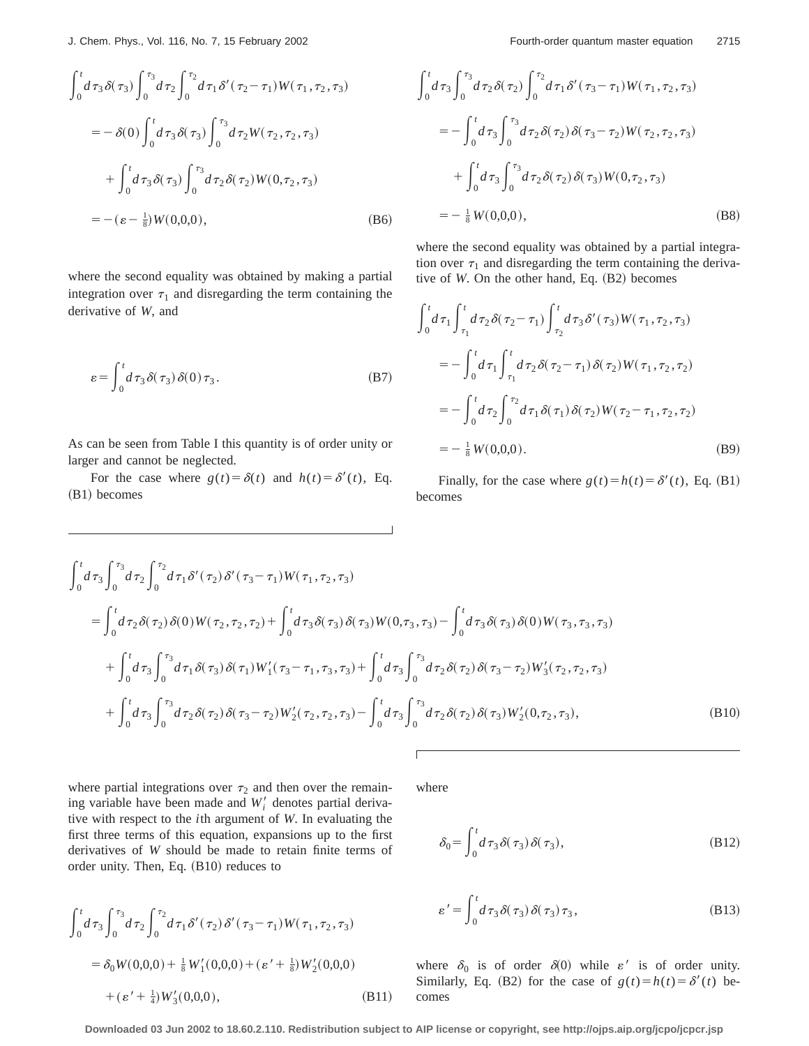$$\int_0^t d\tau_3 \delta(\tau_3) \int_0^{\tau_3} d\tau_2 \int_0^{\tau_2} d\tau_1 \delta'(\tau_2-\tau_1) W(\tau_1,\tau_2,\tau_3)$$

$$= -\delta(0) \int_0^t d\tau_3 \delta(\tau_3) \int_0^{\tau_3} d\tau_2 W(\tau_2,\tau_2,\tau_3)$$

$$+ \int_0^t d\tau_3 \delta(\tau_3) \int_0^{\tau_3} d\tau_2 \delta(\tau_2) W(0,\tau_2,\tau_3)$$

$$= -(\varepsilon - \tfrac{1}{8}) W(0,0,0), \tag{B6}$$

where the second equality was obtained by making a partial integration over $\tau_1$ and disregarding the term containing the derivative of $W$, and

$$\varepsilon = \int_0^t d\tau_3 \delta(\tau_3) \delta(0) \tau_3. \tag{B7}$$

As can be seen from Table I this quantity is of order unity or larger and cannot be neglected.

For the case where $g(t)=\delta(t)$ and $h(t)=\delta'(t)$, Eq. (B1) becomes

$$\int_0^t d\tau_3 \int_0^{\tau_3} d\tau_2 \delta(\tau_2) \int_0^{\tau_2} d\tau_1 \delta'(\tau_3-\tau_1) W(\tau_1,\tau_2,\tau_3)$$

$$= -\int_0^t d\tau_3 \int_0^{\tau_3} d\tau_2 \delta(\tau_2) \delta(\tau_3-\tau_2) W(\tau_2,\tau_2,\tau_3)$$

$$+ \int_0^t d\tau_3 \int_0^{\tau_3} d\tau_2 \delta(\tau_2) \delta(\tau_3) W(0,\tau_2,\tau_3)$$

$$= -\tfrac{1}{8} W(0,0,0), \tag{B8}$$

where the second equality was obtained by a partial integration over $\tau_1$ and disregarding the term containing the derivative of $W$. On the other hand, Eq. (B2) becomes

$$\int_0^t d\tau_1 \int_{\tau_1}^t d\tau_2 \delta(\tau_2-\tau_1) \int_{\tau_2}^t d\tau_3 \delta'(\tau_3) W(\tau_1,\tau_2,\tau_3)$$

$$= -\int_0^t d\tau_1 \int_{\tau_1}^t d\tau_2 \delta(\tau_2-\tau_1) \delta(\tau_2) W(\tau_1,\tau_2,\tau_2)$$

$$= -\int_0^t d\tau_2 \int_0^{\tau_2} d\tau_1 \delta(\tau_1) \delta(\tau_2) W(\tau_2-\tau_1,\tau_2,\tau_2)$$

$$= -\tfrac{1}{8} W(0,0,0). \tag{B9}$$

Finally, for the case where $g(t)=h(t)=\delta'(t)$, Eq. (B1) becomes

$$\int_0^t d\tau_3 \int_0^{\tau_3} d\tau_2 \int_0^{\tau_2} d\tau_1 \delta'(\tau_2) \delta'(\tau_3-\tau_1) W(\tau_1,\tau_2,\tau_3)$$

$$= \int_0^t d\tau_2 \delta(\tau_2) \delta(0) W(\tau_2,\tau_2,\tau_2) + \int_0^t d\tau_3 \delta(\tau_3) \delta(\tau_3) W(0,\tau_3,\tau_3) - \int_0^t d\tau_3 \delta(\tau_3) \delta(0) W(\tau_3,\tau_3,\tau_3)$$

$$+ \int_0^t d\tau_3 \int_0^{\tau_3} d\tau_1 \delta(\tau_3) \delta(\tau_1) W_1'(\tau_3-\tau_1,\tau_3,\tau_3) + \int_0^t d\tau_3 \int_0^{\tau_3} d\tau_2 \delta(\tau_2) \delta(\tau_3-\tau_2) W_3'(\tau_2,\tau_2,\tau_3)$$

$$+ \int_0^t d\tau_3 \int_0^{\tau_3} d\tau_2 \delta(\tau_2) \delta(\tau_3-\tau_2) W_2'(\tau_2,\tau_2,\tau_3) - \int_0^t d\tau_3 \int_0^{\tau_3} d\tau_2 \delta(\tau_2) \delta(\tau_3) W_2'(0,\tau_2,\tau_3), \tag{B10}$$

where partial integrations over $\tau_2$ and then over the remaining variable have been made and $W_i'$ denotes partial derivative with respect to the $i$th argument of $W$. In evaluating the first three terms of this equation, expansions up to the first derivatives of $W$ should be made to retain finite terms of order unity. Then, Eq. (B10) reduces to

$$\int_0^t d\tau_3 \int_0^{\tau_3} d\tau_2 \int_0^{\tau_2} d\tau_1 \delta'(\tau_2) \delta'(\tau_3-\tau_1) W(\tau_1,\tau_2,\tau_3)$$

$$= \delta_0 W(0,0,0) + \tfrac{1}{8} W_1'(0,0,0) + (\varepsilon' + \tfrac{1}{8}) W_2'(0,0,0)$$

$$+ (\varepsilon' + \tfrac{1}{4}) W_3'(0,0,0), \tag{B11}$$

where

$$\delta_0 = \int_0^t d\tau_3 \delta(\tau_3) \delta(\tau_3), \tag{B12}$$

$$\varepsilon' = \int_0^t d\tau_3 \delta(\tau_3) \delta(\tau_3) \tau_3, \tag{B13}$$

where $\delta_0$ is of order $\delta(0)$ while $\varepsilon'$ is of order unity. Similarly, Eq. (B2) for the case of $g(t)=h(t)=\delta'(t)$ becomes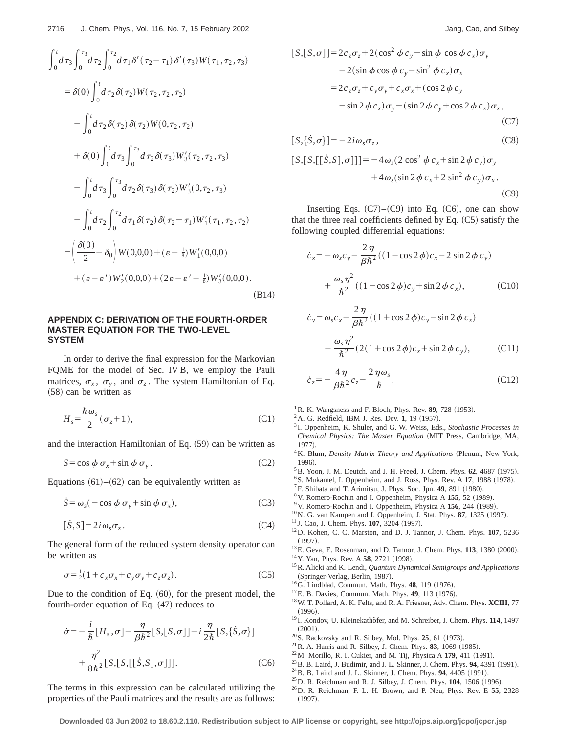$$
\begin{aligned}
&\int_0^t d\tau_3 \int_0^{\tau_3} d\tau_2 \int_0^{\tau_2} d\tau_1 \delta'(\tau_2-\tau_1)\delta'(\tau_3) W(\tau_1,\tau_2,\tau_3) \\
&= \delta(0)\int_0^t d\tau_2 \delta(\tau_2) W(\tau_2,\tau_2,\tau_2) \\
&\quad - \int_0^t d\tau_2 \delta(\tau_2)\delta(\tau_2) W(0,\tau_2,\tau_2) \\
&\quad + \delta(0)\int_0^t d\tau_3 \int_0^{\tau_3} d\tau_2 \delta(\tau_3) W_3'(\tau_2,\tau_2,\tau_3) \\
&\quad - \int_0^t d\tau_3 \int_0^{\tau_3} d\tau_2 \delta(\tau_3)\delta(\tau_2) W_3'(0,\tau_2,\tau_3) \\
&\quad - \int_0^t d\tau_2 \int_0^{\tau_2} d\tau_1 \delta(\tau_2)\delta(\tau_2-\tau_1) W_1'(\tau_1,\tau_2,\tau_2) \\
&= \left(\frac{\delta(0)}{2}-\delta_0\right) W(0,0,0) + (\varepsilon - \tfrac{1}{8}) W_1'(0,0,0) \\
&\quad + (\varepsilon-\varepsilon') W_2'(0,0,0) + (2\varepsilon - \varepsilon' - \tfrac{1}{8}) W_3'(0,0,0).
\end{aligned} \tag{B14}
$$

## APPENDIX C: DERIVATION OF THE FOURTH-ORDER MASTER EQUATION FOR THE TWO-LEVEL SYSTEM

In order to derive the final expression for the Markovian FQME for the model of Sec. IV B, we employ the Pauli matrices, $\sigma_x$, $\sigma_y$, and $\sigma_z$. The system Hamiltonian of Eq. (58) can be written as

$$
H_s = \frac{\hbar \omega_s}{2}(\sigma_z + 1), \tag{C1}
$$

and the interaction Hamiltonian of Eq. (59) can be written as

$$
S = \cos\phi\, \sigma_x + \sin\phi\, \sigma_y. \tag{C2}
$$

Equations (61)–(62) can be equivalently written as

$$
\dot{S} = \omega_s(-\cos\phi\, \sigma_y + \sin\phi\, \sigma_x), \tag{C3}
$$

$$
[\dot{S}, S] = 2 i \omega_s \sigma_z. \tag{C4}
$$

The general form of the reduced system density operator can be written as

$$
\sigma = \tfrac{1}{2}(1 + c_x\sigma_x + c_y\sigma_y + c_z\sigma_z). \tag{C5}
$$

Due to the condition of Eq. (60), for the present model, the fourth-order equation of Eq. (47) reduces to

$$
\begin{aligned}
\dot{\sigma} = &-\frac{i}{\hbar}[H_s,\sigma] - \frac{\eta}{\beta\hbar^2}[S,[S,\sigma]] - i\frac{\eta}{2\hbar}[S,\{\dot{S},\sigma\}] \\
&+ \frac{\eta^2}{8\hbar^2}[S,[S,[[\dot{S},S],\sigma]]].
\end{aligned} \tag{C6}
$$

The terms in this expression can be calculated utilizing the properties of the Pauli matrices and the results are as follows:

$$
\begin{aligned}
[S,[S,\sigma]] &= 2c_z\sigma_z + 2(\cos^2\phi\, c_y - \sin\phi\cos\phi\, c_x)\sigma_y \\
&\quad - 2(\sin\phi\cos\phi\, c_y - \sin^2\phi\, c_x)\sigma_x \\
&= 2c_z\sigma_z + c_y\sigma_y + c_x\sigma_x + (\cos 2\phi\, c_y \\
&\quad - \sin 2\phi\, c_x)\sigma_y - (\sin 2\phi\, c_y + \cos 2\phi\, c_x)\sigma_x,
\end{aligned} \tag{C7}
$$

$$
[S,\{\dot{S},\sigma\}] = -2i\omega_s\sigma_z, \tag{C8}
$$

$$
\begin{aligned}
[S,[S,[[\dot{S},S],\sigma]]] = &-4\omega_s(2\cos^2\phi\, c_x + \sin 2\phi\, c_y)\sigma_y \\
&+ 4\omega_s(\sin 2\phi\, c_x + 2\sin^2\phi\, c_y)\sigma_x.
\end{aligned} \tag{C9}
$$

Inserting Eqs. (C7)–(C9) into Eq. (C6), one can show that the three real coefficients defined by Eq. (C5) satisfy the following coupled differential equations:

$$
\begin{aligned}
\dot{c}_x = &-\omega_s c_y - \frac{2\eta}{\beta\hbar^2}((1-\cos 2\phi)c_x - 2\sin 2\phi\, c_y) \\
&+ \frac{\omega_s\eta^2}{\hbar^2}((1-\cos 2\phi)c_y + \sin 2\phi\, c_x),
\end{aligned} \tag{C10}
$$

$$
\begin{aligned}
\dot{c}_y = &\ \omega_s c_x - \frac{2\eta}{\beta\hbar^2}((1+\cos 2\phi)c_y - \sin 2\phi\, c_x) \\
&- \frac{\omega_s\eta^2}{\hbar^2}(2(1+\cos 2\phi)c_x + \sin 2\phi\, c_y),
\end{aligned} \tag{C11}
$$

$$
\dot{c}_z = -\frac{4\eta}{\beta\hbar^2}c_z - \frac{2\eta\omega_s}{\hbar}. \tag{C12}
$$

[1] R. K. Wangsness and F. Bloch, Phys. Rev. **89**, 728 (1953).
[2] A. G. Redfield, IBM J. Res. Dev. **1**, 19 (1957).
[3] I. Oppenheim, K. Shuler, and G. W. Weiss, Eds., *Stochastic Processes in Chemical Physics: The Master Equation* (MIT Press, Cambridge, MA, 1977).
[4] K. Blum, *Density Matrix Theory and Applications* (Plenum, New York, 1996).
[5] B. Yoon, J. M. Deutch, and J. H. Freed, J. Chem. Phys. **62**, 4687 (1975).
[6] S. Mukamel, I. Oppenheim, and J. Ross, Phys. Rev. A **17**, 1988 (1978).
[7] F. Shibata and T. Arimitsu, J. Phys. Soc. Jpn. **49**, 891 (1980).
[8] V. Romero-Rochin and I. Oppenheim, Physica A **155**, 52 (1989).
[9] V. Romero-Rochin and I. Oppenheim, Physica A **156**, 244 (1989).
[10] N. G. van Kampen and I. Oppenheim, J. Stat. Phys. **87**, 1325 (1997).
[11] J. Cao, J. Chem. Phys. **107**, 3204 (1997).
[12] D. Kohen, C. C. Marston, and D. J. Tannor, J. Chem. Phys. **107**, 5236 (1997).
[13] E. Geva, E. Rosenman, and D. Tannor, J. Chem. Phys. **113**, 1380 (2000).
[14] Y. Yan, Phys. Rev. A **58**, 2721 (1998).
[15] R. Alicki and K. Lendi, *Quantum Dynamical Semigroups and Applications* (Springer-Verlag, Berlin, 1987).
[16] G. Lindblad, Commun. Math. Phys. **48**, 119 (1976).
[17] E. B. Davies, Commun. Math. Phys. **49**, 113 (1976).
[18] W. T. Pollard, A. K. Felts, and R. A. Friesner, Adv. Chem. Phys. **XCIII**, 77 (1996).
[19] I. Kondov, U. Kleinekathöfer, and M. Schreiber, J. Chem. Phys. **114**, 1497 (2001).
[20] S. Rackovsky and R. Silbey, Mol. Phys. **25**, 61 (1973).
[21] R. A. Harris and R. Silbey, J. Chem. Phys. **83**, 1069 (1985).
[22] M. Morillo, R. I. Cukier, and M. Tij, Physica A **179**, 411 (1991).
[23] B. B. Laird, J. Budimir, and J. L. Skinner, J. Chem. Phys. **94**, 4391 (1991).
[24] B. B. Laird and J. L. Skinner, J. Chem. Phys. **94**, 4405 (1991).
[25] D. R. Reichman and R. J. Silbey, J. Chem. Phys. **104**, 1506 (1996).
[26] D. R. Reichman, F. L. H. Brown, and P. Neu, Phys. Rev. E **55**, 2328 (1997).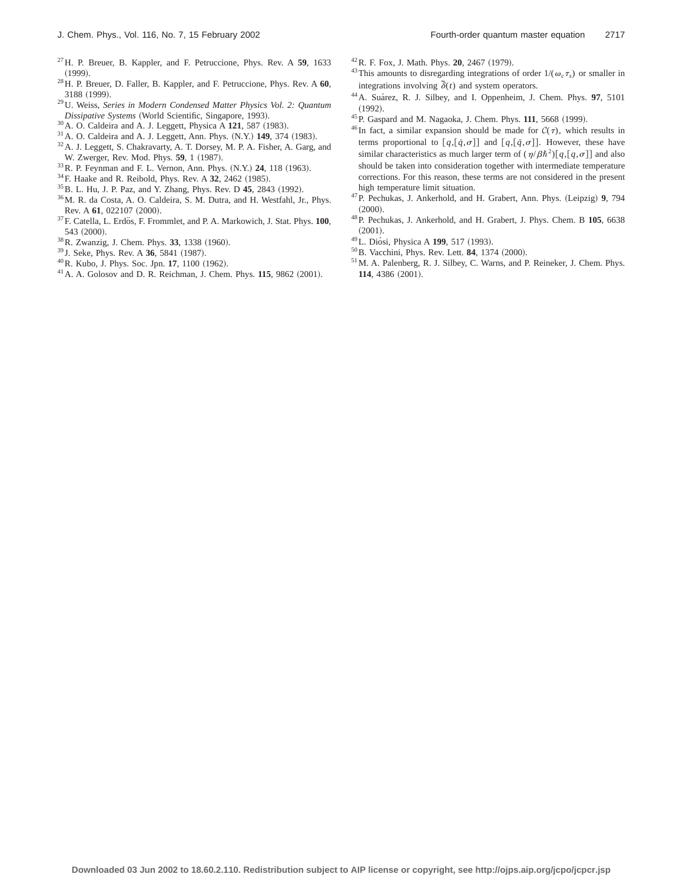[27] H. P. Breuer, B. Kappler, and F. Petruccione, Phys. Rev. A **59**, 1633 (1999).

[28] H. P. Breuer, D. Faller, B. Kappler, and F. Petruccione, Phys. Rev. A **60**, 3188 (1999).

[29] U. Weiss, *Series in Modern Condensed Matter Physics Vol. 2: Quantum Dissipative Systems* (World Scientific, Singapore, 1993).

[30] A. O. Caldeira and A. J. Leggett, Physica A **121**, 587 (1983).

[31] A. O. Caldeira and A. J. Leggett, Ann. Phys. (N.Y.) **149**, 374 (1983).

[32] A. J. Leggett, S. Chakravarty, A. T. Dorsey, M. P. A. Fisher, A. Garg, and W. Zwerger, Rev. Mod. Phys. **59**, 1 (1987).

[33] R. P. Feynman and F. L. Vernon, Ann. Phys. (N.Y.) **24**, 118 (1963).

[34] F. Haake and R. Reibold, Phys. Rev. A **32**, 2462 (1985).

[35] B. L. Hu, J. P. Paz, and Y. Zhang, Phys. Rev. D **45**, 2843 (1992).

[36] M. R. da Costa, A. O. Caldeira, S. M. Dutra, and H. Westfahl, Jr., Phys. Rev. A **61**, 022107 (2000).

[37] F. Catella, L. Erdös, F. Frommlet, and P. A. Markowich, J. Stat. Phys. **100**, 543 (2000).

[38] R. Zwanzig, J. Chem. Phys. **33**, 1338 (1960).

[39] J. Seke, Phys. Rev. A **36**, 5841 (1987).

[40] R. Kubo, J. Phys. Soc. Jpn. **17**, 1100 (1962).

[41] A. A. Golosov and D. R. Reichman, J. Chem. Phys. **115**, 9862 (2001).

[42] R. F. Fox, J. Math. Phys. **20**, 2467 (1979).

[43] This amounts to disregarding integrations of order $1/(\omega_c \tau_s)$ or smaller in integrations involving $\tilde{\delta}(t)$ and system operators.

[44] A. Suárez, R. J. Silbey, and I. Oppenheim, J. Chem. Phys. **97**, 5101 (1992).

[45] P. Gaspard and M. Nagaoka, J. Chem. Phys. **111**, 5668 (1999).

[46] In fact, a similar expansion should be made for $\mathcal{C}(\tau)$, which results in terms proportional to $[q,[\dot{q},\sigma]]$ and $[q,[\ddot{q},\sigma]]$. However, these have similar characteristics as much larger term of $(\eta/\beta\hbar^2)[q,[q,\sigma]]$ and also should be taken into consideration together with intermediate temperature corrections. For this reason, these terms are not considered in the present high temperature limit situation.

[47] P. Pechukas, J. Ankerhold, and H. Grabert, Ann. Phys. (Leipzig) **9**, 794 (2000).

[48] P. Pechukas, J. Ankerhold, and H. Grabert, J. Phys. Chem. B **105**, 6638 (2001).

[49] L. Diósi, Physica A **199**, 517 (1993).

[50] B. Vacchini, Phys. Rev. Lett. **84**, 1374 (2000).

[51] M. A. Palenberg, R. J. Silbey, C. Warns, and P. Reineker, J. Chem. Phys. **114**, 4386 (2001).